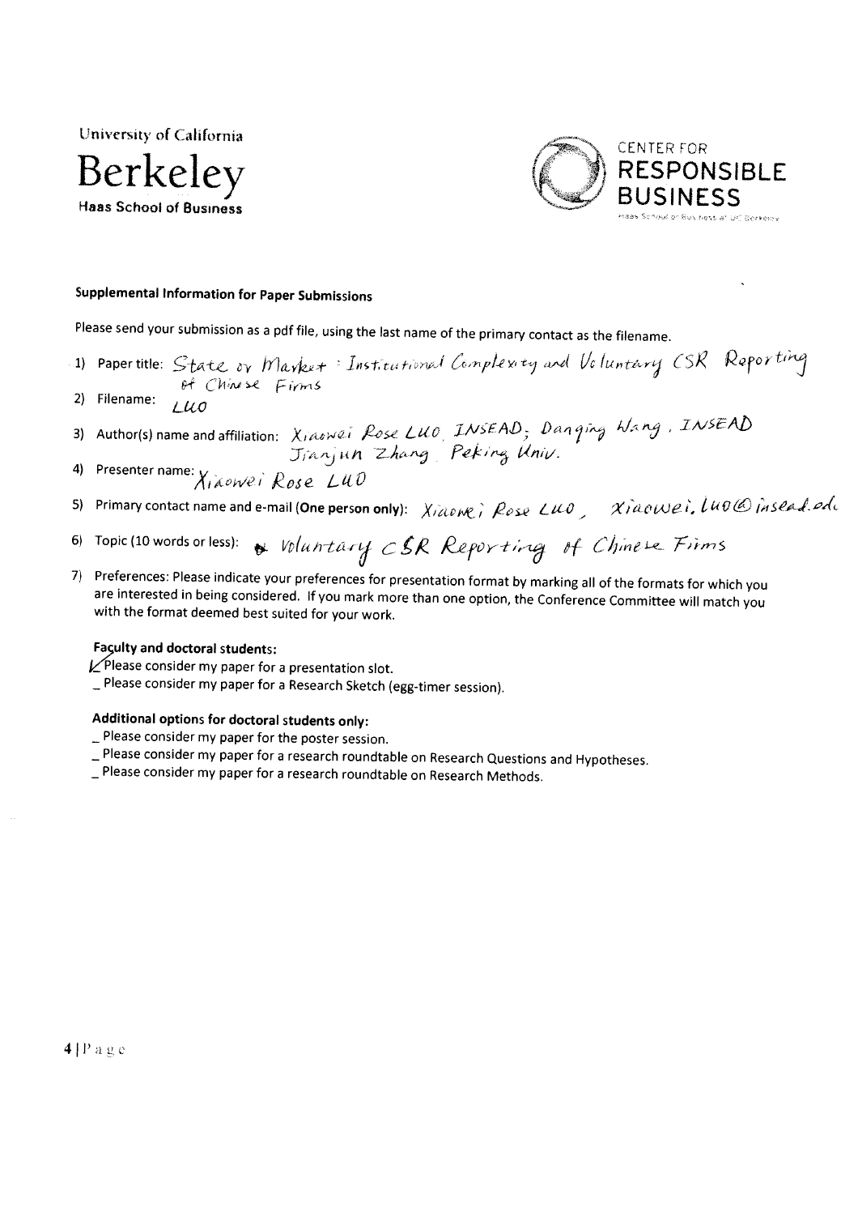University of California

Berkeley

Haas School of Business

CENTER FOR RESPONSIBLE BUSINESS

Haas School of Business at UC Berkeley

**Supplemental Information for Paper Submissions**

Please send your submission as a pdf file, using the last name of the primary contact as the filename.

1) Paper title: State or Market: Institutional Complexity and Voluntary CSR Reporting of Chinese Firms
2) Filename: LUO
3) Author(s) name and affiliation: Xiaowei Rose LUO, INSEAD; Danqing Wang, INSEAD; Jianjun Zhang, Peking Univ.
4) Presenter name: Xiaowei Rose LUO
5) Primary contact name and e-mail (**One person only**): Xiaowei Rose LUO, xiaowei.luo@insead.edu
6) Topic (10 words or less): Voluntary CSR Reporting of Chinese Firms
7) Preferences: Please indicate your preferences for presentation format by marking all of the formats for which you are interested in being considered. If you mark more than one option, the Conference Committee will match you with the format deemed best suited for your work.

**Faculty and doctoral students:**

✓ Please consider my paper for a presentation slot.
_ Please consider my paper for a Research Sketch (egg-timer session).

**Additional options for doctoral students only:**

_ Please consider my paper for the poster session.
_ Please consider my paper for a research roundtable on Research Questions and Hypotheses.
_ Please consider my paper for a research roundtable on Research Methods.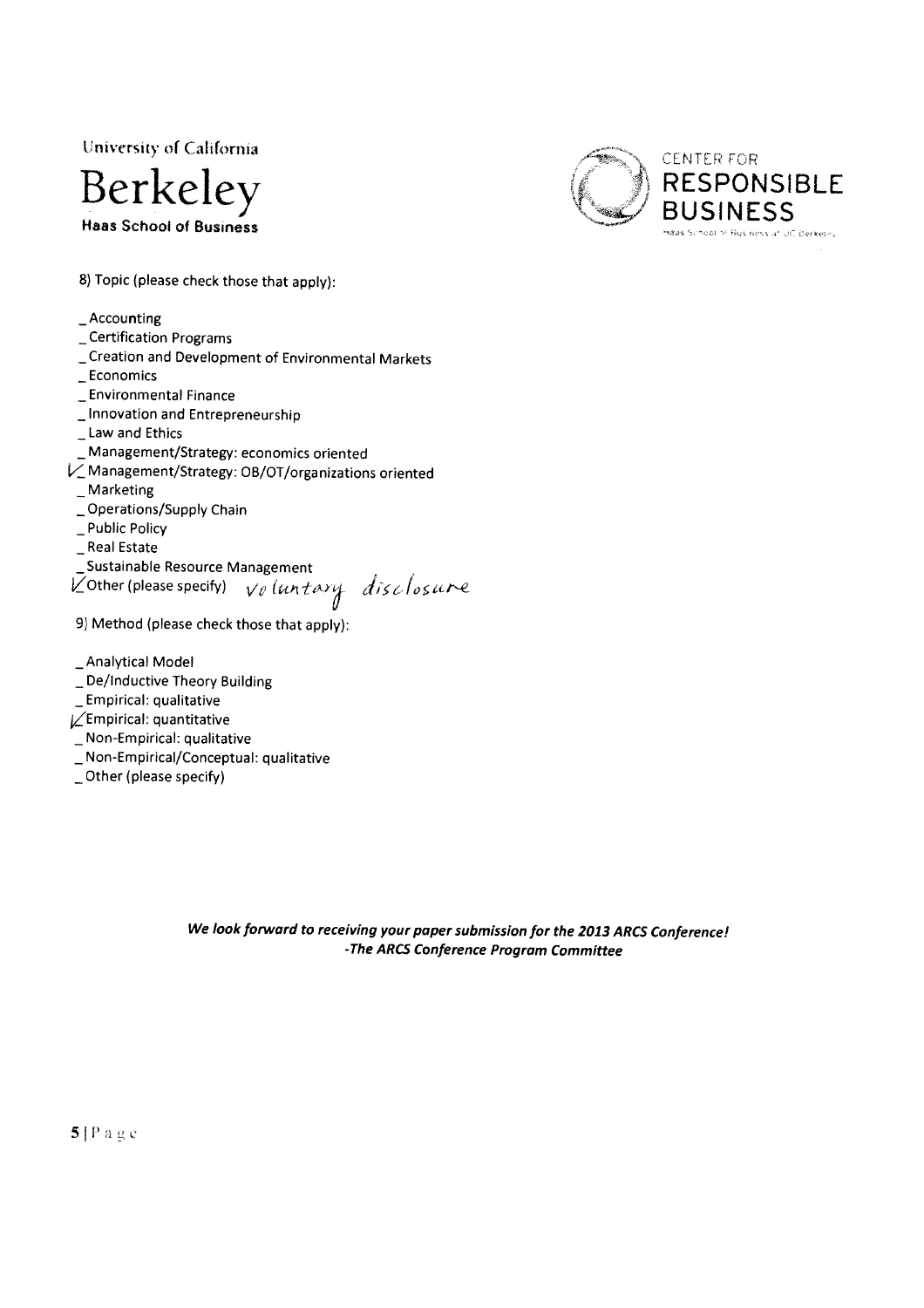University of California
**Berkeley**
**Haas School of Business**

CENTER FOR
**RESPONSIBLE BUSINESS**
Haas School of Business at UC Berkeley

8) Topic (please check those that apply):

_ Accounting
_ Certification Programs
_ Creation and Development of Environmental Markets
_ Economics
_ Environmental Finance
_ Innovation and Entrepreneurship
_ Law and Ethics
_ Management/Strategy: economics oriented
✓ Management/Strategy: OB/OT/organizations oriented
_ Marketing
_ Operations/Supply Chain
_ Public Policy
_ Real Estate
_ Sustainable Resource Management
✓ Other (please specify) voluntary disclosure

9) Method (please check those that apply):

_ Analytical Model
_ De/Inductive Theory Building
_ Empirical: qualitative
✓ Empirical: quantitative
_ Non-Empirical: qualitative
_ Non-Empirical/Conceptual: qualitative
_ Other (please specify)

***We look forward to receiving your paper submission for the 2013 ARCS Conference!***
***-The ARCS Conference Program Committee***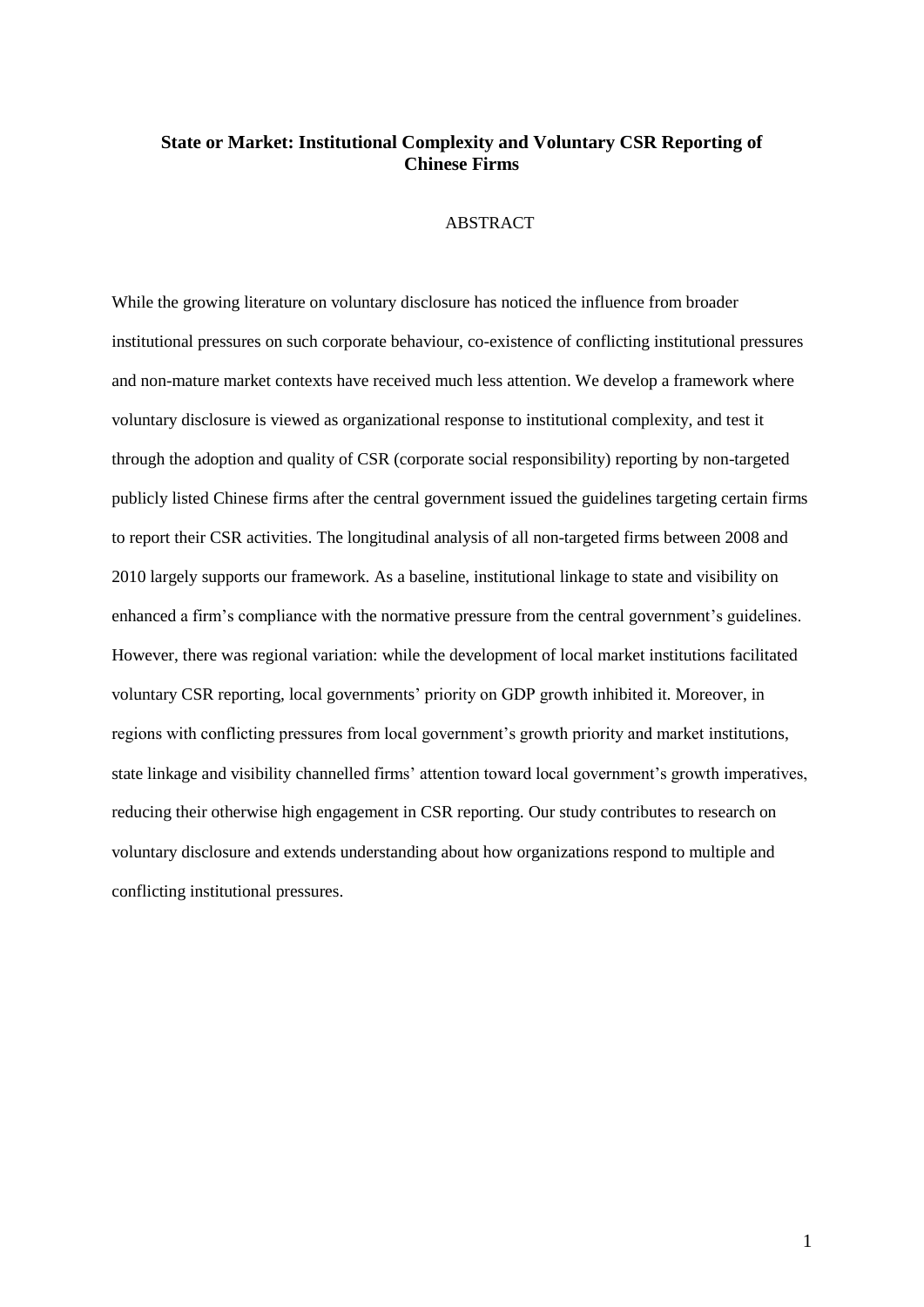**State or Market: Institutional Complexity and Voluntary CSR Reporting of Chinese Firms**

ABSTRACT

While the growing literature on voluntary disclosure has noticed the influence from broader institutional pressures on such corporate behaviour, co-existence of conflicting institutional pressures and non-mature market contexts have received much less attention. We develop a framework where voluntary disclosure is viewed as organizational response to institutional complexity, and test it through the adoption and quality of CSR (corporate social responsibility) reporting by non-targeted publicly listed Chinese firms after the central government issued the guidelines targeting certain firms to report their CSR activities. The longitudinal analysis of all non-targeted firms between 2008 and 2010 largely supports our framework. As a baseline, institutional linkage to state and visibility on enhanced a firm's compliance with the normative pressure from the central government's guidelines. However, there was regional variation: while the development of local market institutions facilitated voluntary CSR reporting, local governments' priority on GDP growth inhibited it. Moreover, in regions with conflicting pressures from local government's growth priority and market institutions, state linkage and visibility channelled firms' attention toward local government's growth imperatives, reducing their otherwise high engagement in CSR reporting. Our study contributes to research on voluntary disclosure and extends understanding about how organizations respond to multiple and conflicting institutional pressures.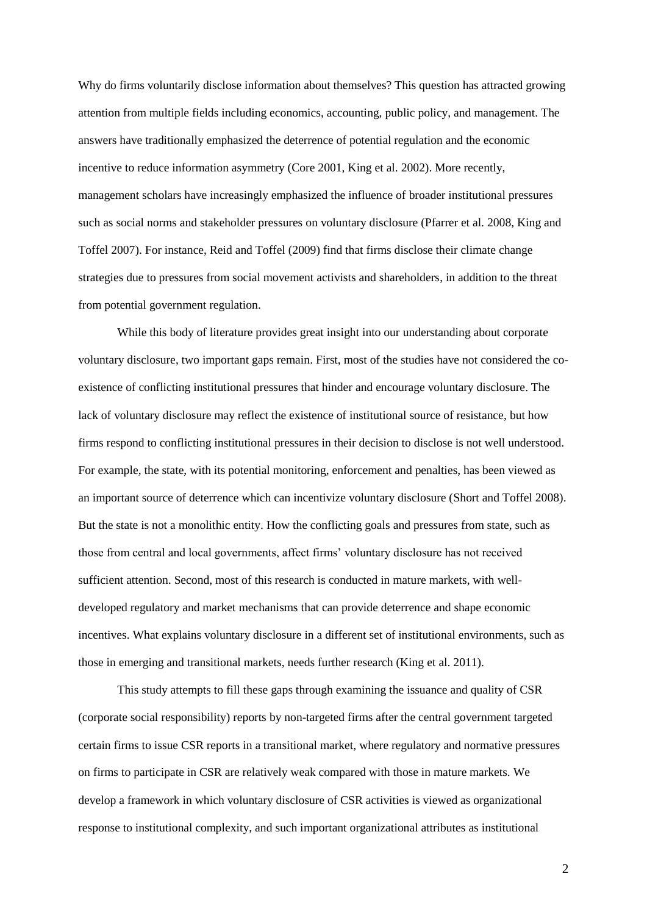Why do firms voluntarily disclose information about themselves? This question has attracted growing attention from multiple fields including economics, accounting, public policy, and management. The answers have traditionally emphasized the deterrence of potential regulation and the economic incentive to reduce information asymmetry (Core 2001, King et al. 2002). More recently, management scholars have increasingly emphasized the influence of broader institutional pressures such as social norms and stakeholder pressures on voluntary disclosure (Pfarrer et al. 2008, King and Toffel 2007). For instance, Reid and Toffel (2009) find that firms disclose their climate change strategies due to pressures from social movement activists and shareholders, in addition to the threat from potential government regulation.

While this body of literature provides great insight into our understanding about corporate voluntary disclosure, two important gaps remain. First, most of the studies have not considered the co-existence of conflicting institutional pressures that hinder and encourage voluntary disclosure. The lack of voluntary disclosure may reflect the existence of institutional source of resistance, but how firms respond to conflicting institutional pressures in their decision to disclose is not well understood. For example, the state, with its potential monitoring, enforcement and penalties, has been viewed as an important source of deterrence which can incentivize voluntary disclosure (Short and Toffel 2008). But the state is not a monolithic entity. How the conflicting goals and pressures from state, such as those from central and local governments, affect firms' voluntary disclosure has not received sufficient attention. Second, most of this research is conducted in mature markets, with well-developed regulatory and market mechanisms that can provide deterrence and shape economic incentives. What explains voluntary disclosure in a different set of institutional environments, such as those in emerging and transitional markets, needs further research (King et al. 2011).

This study attempts to fill these gaps through examining the issuance and quality of CSR (corporate social responsibility) reports by non-targeted firms after the central government targeted certain firms to issue CSR reports in a transitional market, where regulatory and normative pressures on firms to participate in CSR are relatively weak compared with those in mature markets. We develop a framework in which voluntary disclosure of CSR activities is viewed as organizational response to institutional complexity, and such important organizational attributes as institutional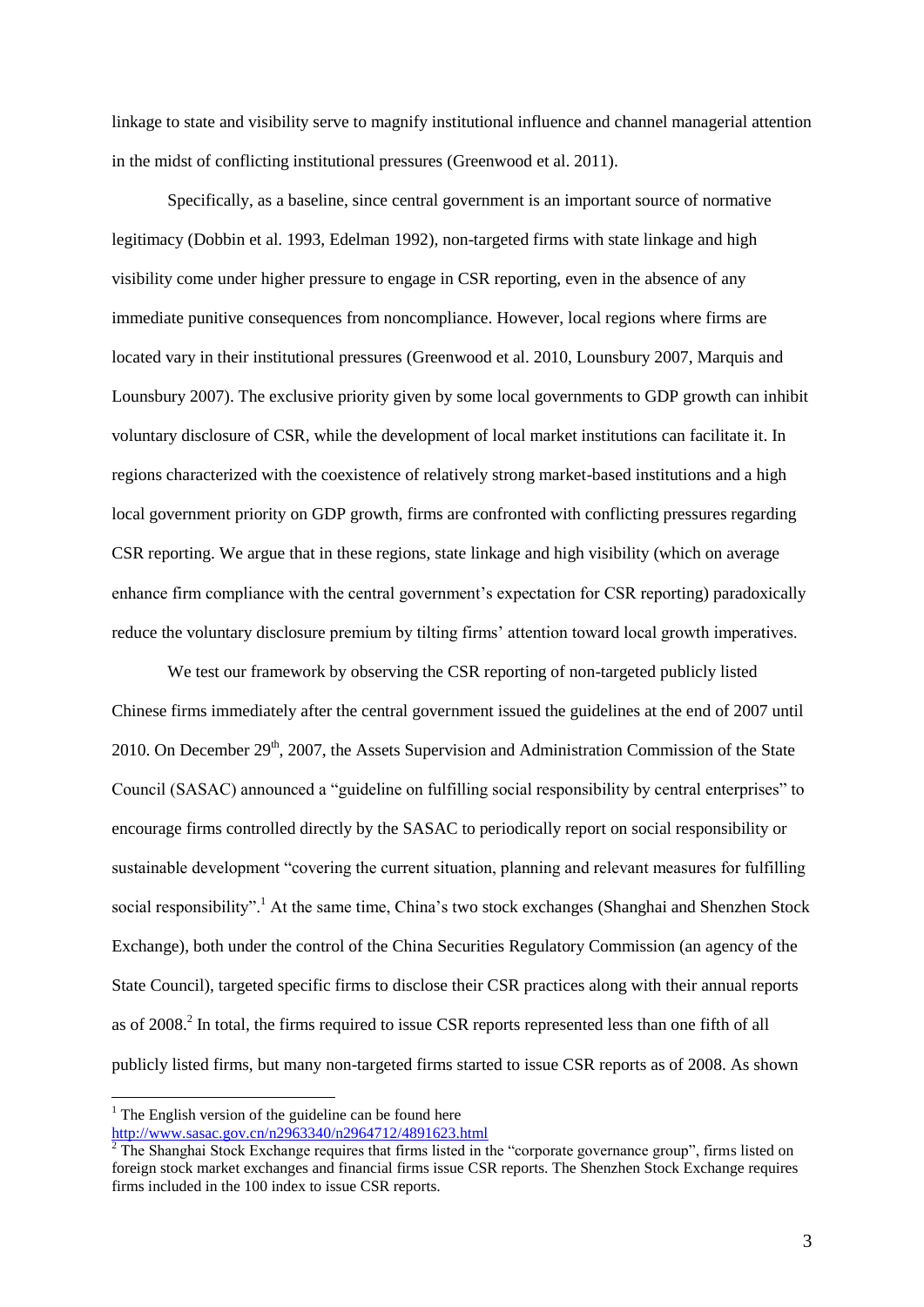linkage to state and visibility serve to magnify institutional influence and channel managerial attention in the midst of conflicting institutional pressures (Greenwood et al. 2011).

Specifically, as a baseline, since central government is an important source of normative legitimacy (Dobbin et al. 1993, Edelman 1992), non-targeted firms with state linkage and high visibility come under higher pressure to engage in CSR reporting, even in the absence of any immediate punitive consequences from noncompliance. However, local regions where firms are located vary in their institutional pressures (Greenwood et al. 2010, Lounsbury 2007, Marquis and Lounsbury 2007). The exclusive priority given by some local governments to GDP growth can inhibit voluntary disclosure of CSR, while the development of local market institutions can facilitate it. In regions characterized with the coexistence of relatively strong market-based institutions and a high local government priority on GDP growth, firms are confronted with conflicting pressures regarding CSR reporting. We argue that in these regions, state linkage and high visibility (which on average enhance firm compliance with the central government's expectation for CSR reporting) paradoxically reduce the voluntary disclosure premium by tilting firms' attention toward local growth imperatives.

We test our framework by observing the CSR reporting of non-targeted publicly listed Chinese firms immediately after the central government issued the guidelines at the end of 2007 until 2010. On December 29th, 2007, the Assets Supervision and Administration Commission of the State Council (SASAC) announced a "guideline on fulfilling social responsibility by central enterprises" to encourage firms controlled directly by the SASAC to periodically report on social responsibility or sustainable development "covering the current situation, planning and relevant measures for fulfilling social responsibility".[1] At the same time, China's two stock exchanges (Shanghai and Shenzhen Stock Exchange), both under the control of the China Securities Regulatory Commission (an agency of the State Council), targeted specific firms to disclose their CSR practices along with their annual reports as of 2008.[2] In total, the firms required to issue CSR reports represented less than one fifth of all publicly listed firms, but many non-targeted firms started to issue CSR reports as of 2008. As shown

---

[1] The English version of the guideline can be found here http://www.sasac.gov.cn/n2963340/n2964712/4891623.html

[2] The Shanghai Stock Exchange requires that firms listed in the "corporate governance group", firms listed on foreign stock market exchanges and financial firms issue CSR reports. The Shenzhen Stock Exchange requires firms included in the 100 index to issue CSR reports.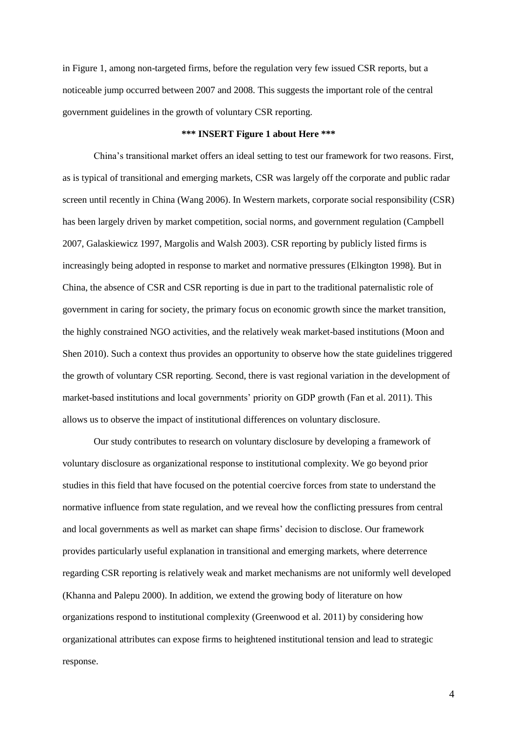in Figure 1, among non-targeted firms, before the regulation very few issued CSR reports, but a noticeable jump occurred between 2007 and 2008. This suggests the important role of the central government guidelines in the growth of voluntary CSR reporting.

**\*\*\* INSERT Figure 1 about Here \*\*\***

China's transitional market offers an ideal setting to test our framework for two reasons. First, as is typical of transitional and emerging markets, CSR was largely off the corporate and public radar screen until recently in China (Wang 2006). In Western markets, corporate social responsibility (CSR) has been largely driven by market competition, social norms, and government regulation (Campbell 2007, Galaskiewicz 1997, Margolis and Walsh 2003). CSR reporting by publicly listed firms is increasingly being adopted in response to market and normative pressures (Elkington 1998). But in China, the absence of CSR and CSR reporting is due in part to the traditional paternalistic role of government in caring for society, the primary focus on economic growth since the market transition, the highly constrained NGO activities, and the relatively weak market-based institutions (Moon and Shen 2010). Such a context thus provides an opportunity to observe how the state guidelines triggered the growth of voluntary CSR reporting. Second, there is vast regional variation in the development of market-based institutions and local governments' priority on GDP growth (Fan et al. 2011). This allows us to observe the impact of institutional differences on voluntary disclosure.

Our study contributes to research on voluntary disclosure by developing a framework of voluntary disclosure as organizational response to institutional complexity. We go beyond prior studies in this field that have focused on the potential coercive forces from state to understand the normative influence from state regulation, and we reveal how the conflicting pressures from central and local governments as well as market can shape firms' decision to disclose. Our framework provides particularly useful explanation in transitional and emerging markets, where deterrence regarding CSR reporting is relatively weak and market mechanisms are not uniformly well developed (Khanna and Palepu 2000). In addition, we extend the growing body of literature on how organizations respond to institutional complexity (Greenwood et al. 2011) by considering how organizational attributes can expose firms to heightened institutional tension and lead to strategic response.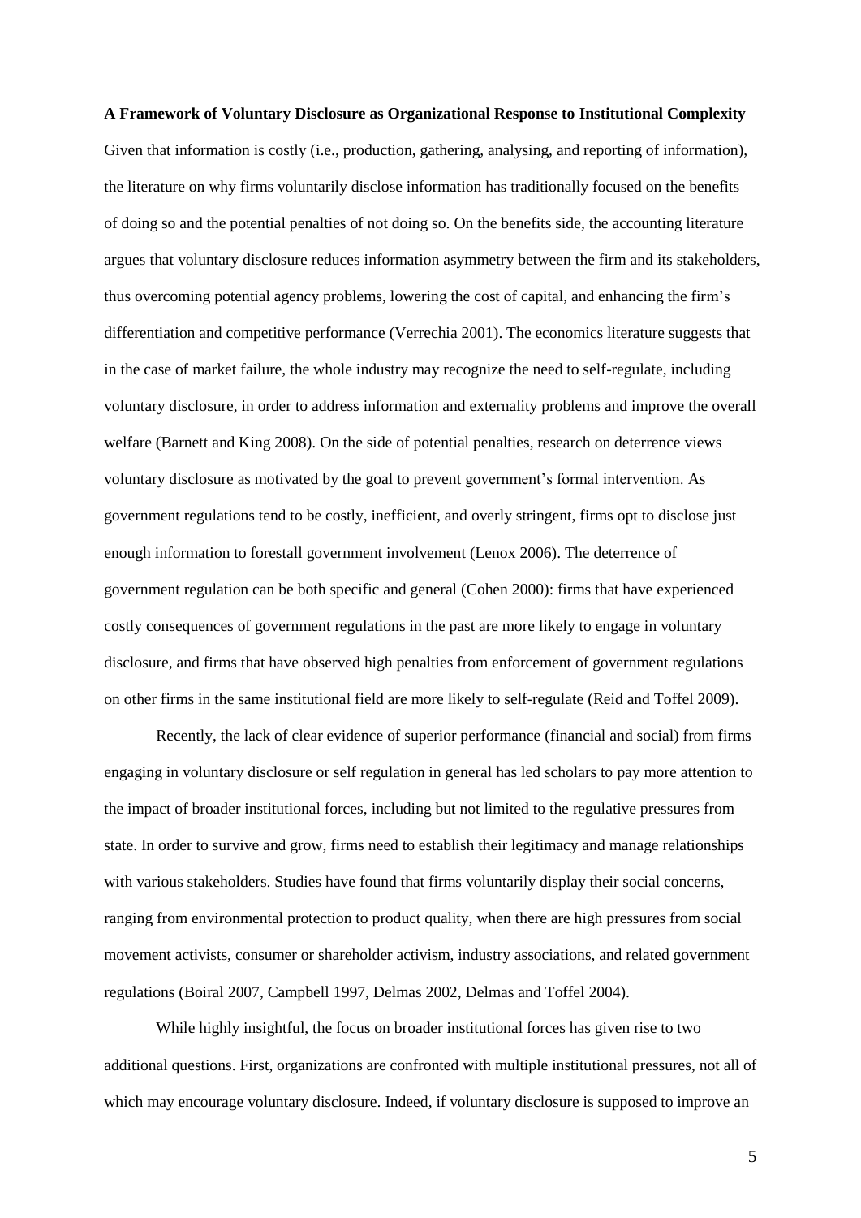**A Framework of Voluntary Disclosure as Organizational Response to Institutional Complexity**

Given that information is costly (i.e., production, gathering, analysing, and reporting of information), the literature on why firms voluntarily disclose information has traditionally focused on the benefits of doing so and the potential penalties of not doing so. On the benefits side, the accounting literature argues that voluntary disclosure reduces information asymmetry between the firm and its stakeholders, thus overcoming potential agency problems, lowering the cost of capital, and enhancing the firm's differentiation and competitive performance (Verrechia 2001). The economics literature suggests that in the case of market failure, the whole industry may recognize the need to self-regulate, including voluntary disclosure, in order to address information and externality problems and improve the overall welfare (Barnett and King 2008). On the side of potential penalties, research on deterrence views voluntary disclosure as motivated by the goal to prevent government's formal intervention. As government regulations tend to be costly, inefficient, and overly stringent, firms opt to disclose just enough information to forestall government involvement (Lenox 2006). The deterrence of government regulation can be both specific and general (Cohen 2000): firms that have experienced costly consequences of government regulations in the past are more likely to engage in voluntary disclosure, and firms that have observed high penalties from enforcement of government regulations on other firms in the same institutional field are more likely to self-regulate (Reid and Toffel 2009).

Recently, the lack of clear evidence of superior performance (financial and social) from firms engaging in voluntary disclosure or self regulation in general has led scholars to pay more attention to the impact of broader institutional forces, including but not limited to the regulative pressures from state. In order to survive and grow, firms need to establish their legitimacy and manage relationships with various stakeholders. Studies have found that firms voluntarily display their social concerns, ranging from environmental protection to product quality, when there are high pressures from social movement activists, consumer or shareholder activism, industry associations, and related government regulations (Boiral 2007, Campbell 1997, Delmas 2002, Delmas and Toffel 2004).

While highly insightful, the focus on broader institutional forces has given rise to two additional questions. First, organizations are confronted with multiple institutional pressures, not all of which may encourage voluntary disclosure. Indeed, if voluntary disclosure is supposed to improve an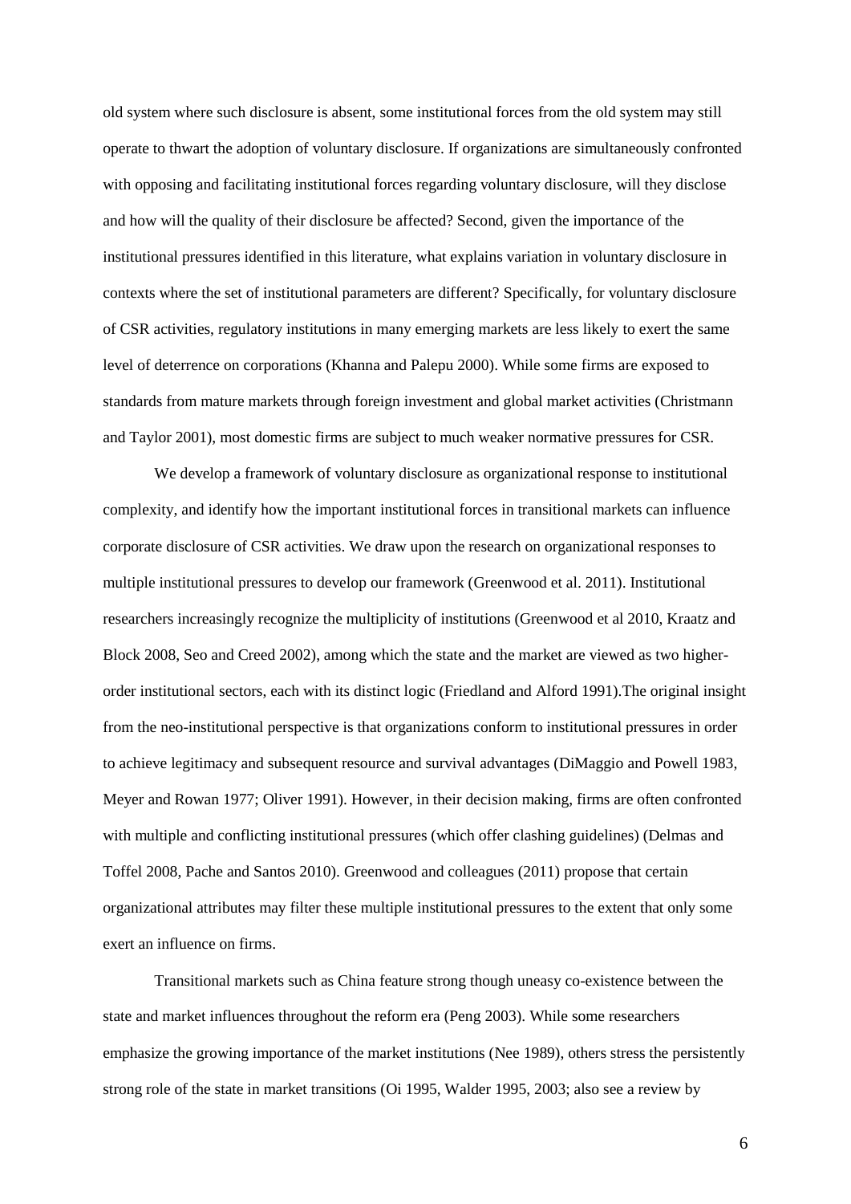old system where such disclosure is absent, some institutional forces from the old system may still operate to thwart the adoption of voluntary disclosure. If organizations are simultaneously confronted with opposing and facilitating institutional forces regarding voluntary disclosure, will they disclose and how will the quality of their disclosure be affected? Second, given the importance of the institutional pressures identified in this literature, what explains variation in voluntary disclosure in contexts where the set of institutional parameters are different? Specifically, for voluntary disclosure of CSR activities, regulatory institutions in many emerging markets are less likely to exert the same level of deterrence on corporations (Khanna and Palepu 2000). While some firms are exposed to standards from mature markets through foreign investment and global market activities (Christmann and Taylor 2001), most domestic firms are subject to much weaker normative pressures for CSR.

We develop a framework of voluntary disclosure as organizational response to institutional complexity, and identify how the important institutional forces in transitional markets can influence corporate disclosure of CSR activities. We draw upon the research on organizational responses to multiple institutional pressures to develop our framework (Greenwood et al. 2011). Institutional researchers increasingly recognize the multiplicity of institutions (Greenwood et al 2010, Kraatz and Block 2008, Seo and Creed 2002), among which the state and the market are viewed as two higher-order institutional sectors, each with its distinct logic (Friedland and Alford 1991).The original insight from the neo-institutional perspective is that organizations conform to institutional pressures in order to achieve legitimacy and subsequent resource and survival advantages (DiMaggio and Powell 1983, Meyer and Rowan 1977; Oliver 1991). However, in their decision making, firms are often confronted with multiple and conflicting institutional pressures (which offer clashing guidelines) (Delmas and Toffel 2008, Pache and Santos 2010). Greenwood and colleagues (2011) propose that certain organizational attributes may filter these multiple institutional pressures to the extent that only some exert an influence on firms.

Transitional markets such as China feature strong though uneasy co-existence between the state and market influences throughout the reform era (Peng 2003). While some researchers emphasize the growing importance of the market institutions (Nee 1989), others stress the persistently strong role of the state in market transitions (Oi 1995, Walder 1995, 2003; also see a review by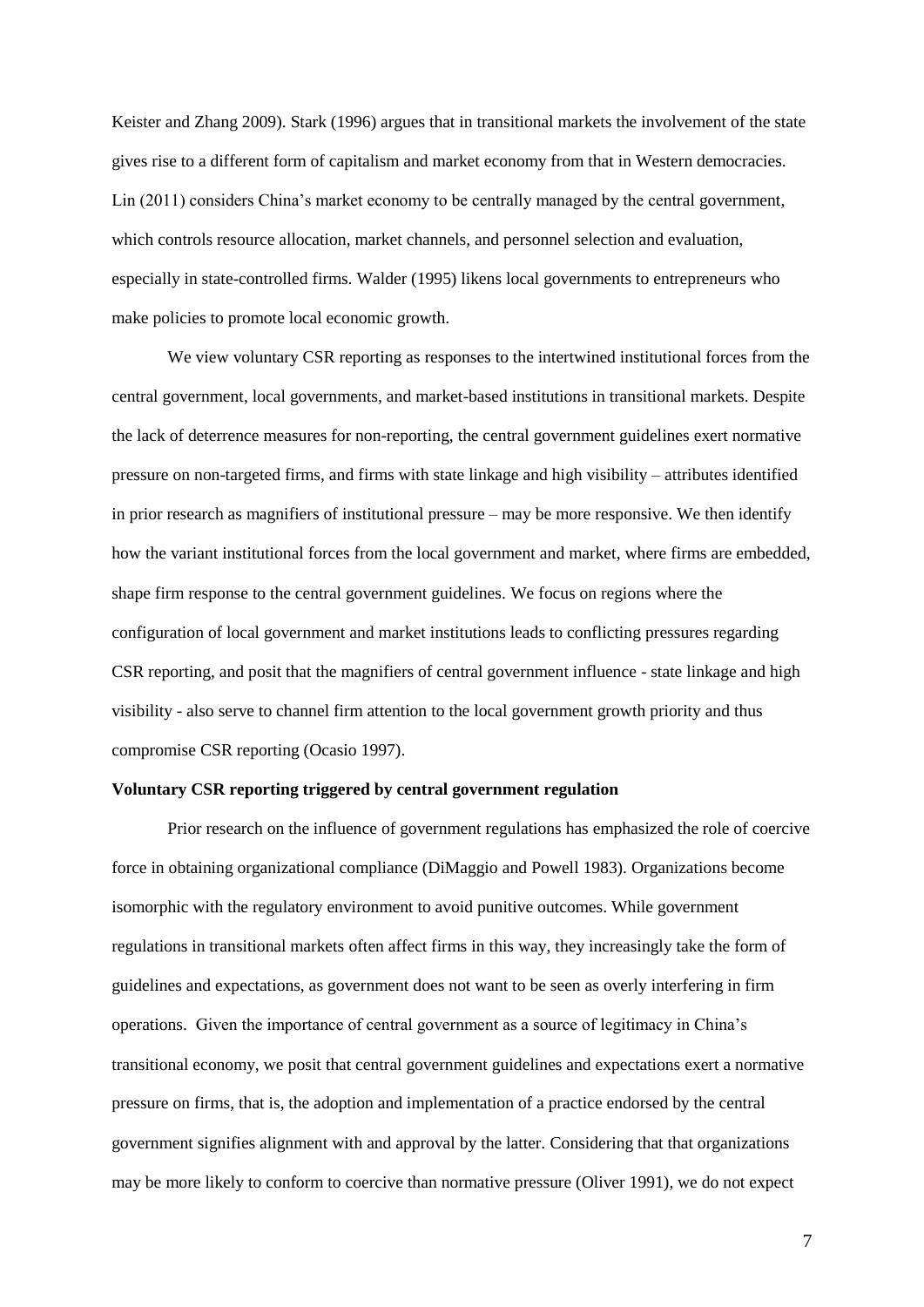Keister and Zhang 2009). Stark (1996) argues that in transitional markets the involvement of the state gives rise to a different form of capitalism and market economy from that in Western democracies. Lin (2011) considers China's market economy to be centrally managed by the central government, which controls resource allocation, market channels, and personnel selection and evaluation, especially in state-controlled firms. Walder (1995) likens local governments to entrepreneurs who make policies to promote local economic growth.

We view voluntary CSR reporting as responses to the intertwined institutional forces from the central government, local governments, and market-based institutions in transitional markets. Despite the lack of deterrence measures for non-reporting, the central government guidelines exert normative pressure on non-targeted firms, and firms with state linkage and high visibility – attributes identified in prior research as magnifiers of institutional pressure – may be more responsive. We then identify how the variant institutional forces from the local government and market, where firms are embedded, shape firm response to the central government guidelines. We focus on regions where the configuration of local government and market institutions leads to conflicting pressures regarding CSR reporting, and posit that the magnifiers of central government influence - state linkage and high visibility - also serve to channel firm attention to the local government growth priority and thus compromise CSR reporting (Ocasio 1997).

**Voluntary CSR reporting triggered by central government regulation**

Prior research on the influence of government regulations has emphasized the role of coercive force in obtaining organizational compliance (DiMaggio and Powell 1983). Organizations become isomorphic with the regulatory environment to avoid punitive outcomes. While government regulations in transitional markets often affect firms in this way, they increasingly take the form of guidelines and expectations, as government does not want to be seen as overly interfering in firm operations. Given the importance of central government as a source of legitimacy in China's transitional economy, we posit that central government guidelines and expectations exert a normative pressure on firms, that is, the adoption and implementation of a practice endorsed by the central government signifies alignment with and approval by the latter. Considering that that organizations may be more likely to conform to coercive than normative pressure (Oliver 1991), we do not expect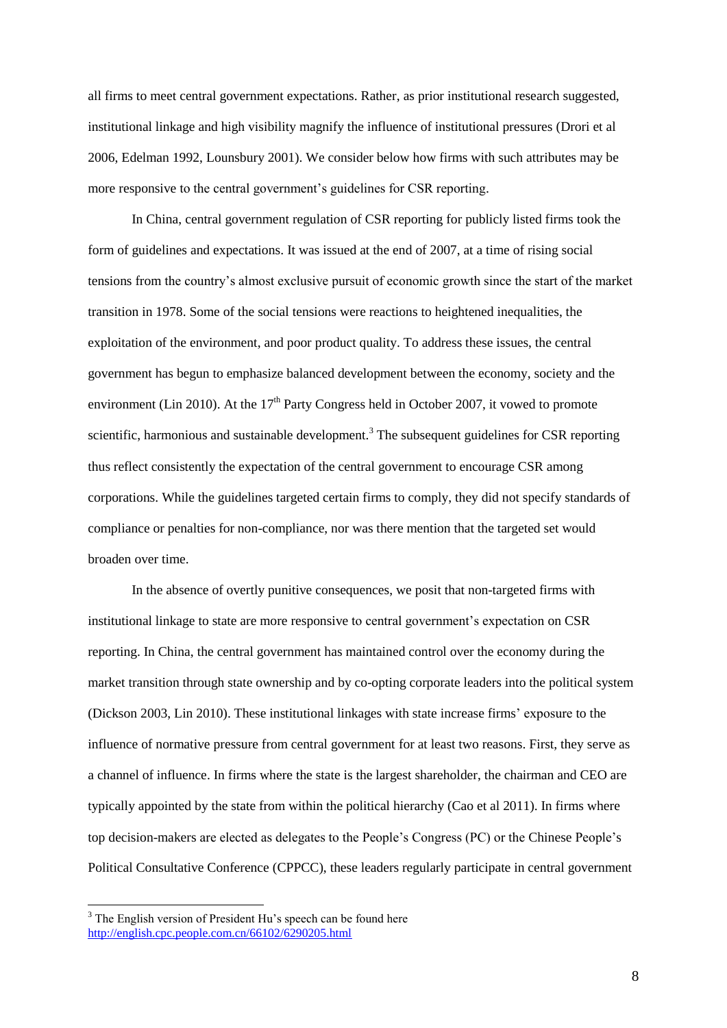all firms to meet central government expectations. Rather, as prior institutional research suggested, institutional linkage and high visibility magnify the influence of institutional pressures (Drori et al 2006, Edelman 1992, Lounsbury 2001). We consider below how firms with such attributes may be more responsive to the central government's guidelines for CSR reporting.

In China, central government regulation of CSR reporting for publicly listed firms took the form of guidelines and expectations. It was issued at the end of 2007, at a time of rising social tensions from the country's almost exclusive pursuit of economic growth since the start of the market transition in 1978. Some of the social tensions were reactions to heightened inequalities, the exploitation of the environment, and poor product quality. To address these issues, the central government has begun to emphasize balanced development between the economy, society and the environment (Lin 2010). At the 17th Party Congress held in October 2007, it vowed to promote scientific, harmonious and sustainable development.[3] The subsequent guidelines for CSR reporting thus reflect consistently the expectation of the central government to encourage CSR among corporations. While the guidelines targeted certain firms to comply, they did not specify standards of compliance or penalties for non-compliance, nor was there mention that the targeted set would broaden over time.

In the absence of overtly punitive consequences, we posit that non-targeted firms with institutional linkage to state are more responsive to central government's expectation on CSR reporting. In China, the central government has maintained control over the economy during the market transition through state ownership and by co-opting corporate leaders into the political system (Dickson 2003, Lin 2010). These institutional linkages with state increase firms' exposure to the influence of normative pressure from central government for at least two reasons. First, they serve as a channel of influence. In firms where the state is the largest shareholder, the chairman and CEO are typically appointed by the state from within the political hierarchy (Cao et al 2011). In firms where top decision-makers are elected as delegates to the People's Congress (PC) or the Chinese People's Political Consultative Conference (CPPCC), these leaders regularly participate in central government

[3] The English version of President Hu's speech can be found here http://english.cpc.people.com.cn/66102/6290205.html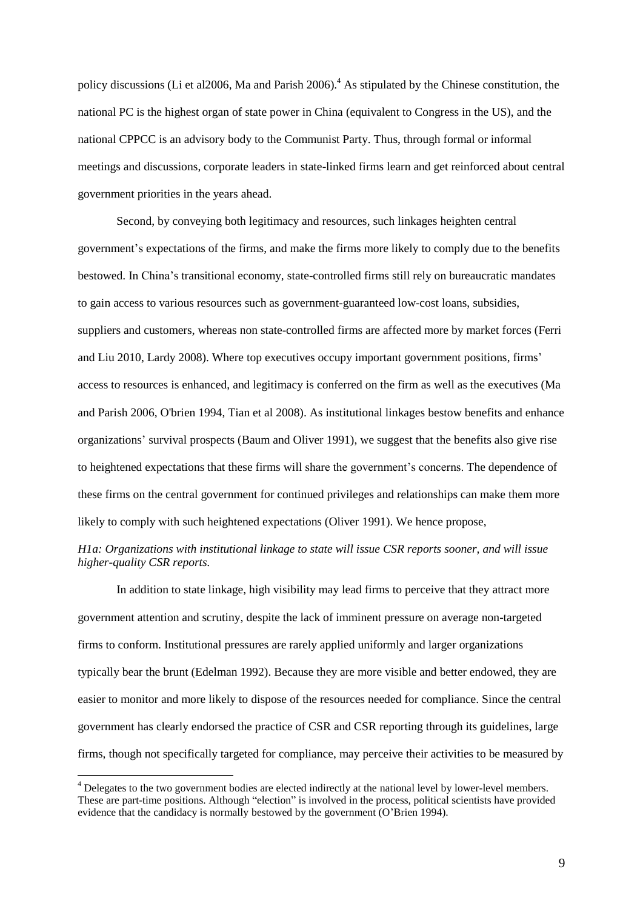policy discussions (Li et al2006, Ma and Parish 2006).[4] As stipulated by the Chinese constitution, the national PC is the highest organ of state power in China (equivalent to Congress in the US), and the national CPPCC is an advisory body to the Communist Party. Thus, through formal or informal meetings and discussions, corporate leaders in state-linked firms learn and get reinforced about central government priorities in the years ahead.

Second, by conveying both legitimacy and resources, such linkages heighten central government's expectations of the firms, and make the firms more likely to comply due to the benefits bestowed. In China's transitional economy, state-controlled firms still rely on bureaucratic mandates to gain access to various resources such as government-guaranteed low-cost loans, subsidies, suppliers and customers, whereas non state-controlled firms are affected more by market forces (Ferri and Liu 2010, Lardy 2008). Where top executives occupy important government positions, firms' access to resources is enhanced, and legitimacy is conferred on the firm as well as the executives (Ma and Parish 2006, O'brien 1994, Tian et al 2008). As institutional linkages bestow benefits and enhance organizations' survival prospects (Baum and Oliver 1991), we suggest that the benefits also give rise to heightened expectations that these firms will share the government's concerns. The dependence of these firms on the central government for continued privileges and relationships can make them more likely to comply with such heightened expectations (Oliver 1991). We hence propose,

*H1a: Organizations with institutional linkage to state will issue CSR reports sooner, and will issue higher-quality CSR reports.*

In addition to state linkage, high visibility may lead firms to perceive that they attract more government attention and scrutiny, despite the lack of imminent pressure on average non-targeted firms to conform. Institutional pressures are rarely applied uniformly and larger organizations typically bear the brunt (Edelman 1992). Because they are more visible and better endowed, they are easier to monitor and more likely to dispose of the resources needed for compliance. Since the central government has clearly endorsed the practice of CSR and CSR reporting through its guidelines, large firms, though not specifically targeted for compliance, may perceive their activities to be measured by

[4] Delegates to the two government bodies are elected indirectly at the national level by lower-level members. These are part-time positions. Although "election" is involved in the process, political scientists have provided evidence that the candidacy is normally bestowed by the government (O'Brien 1994).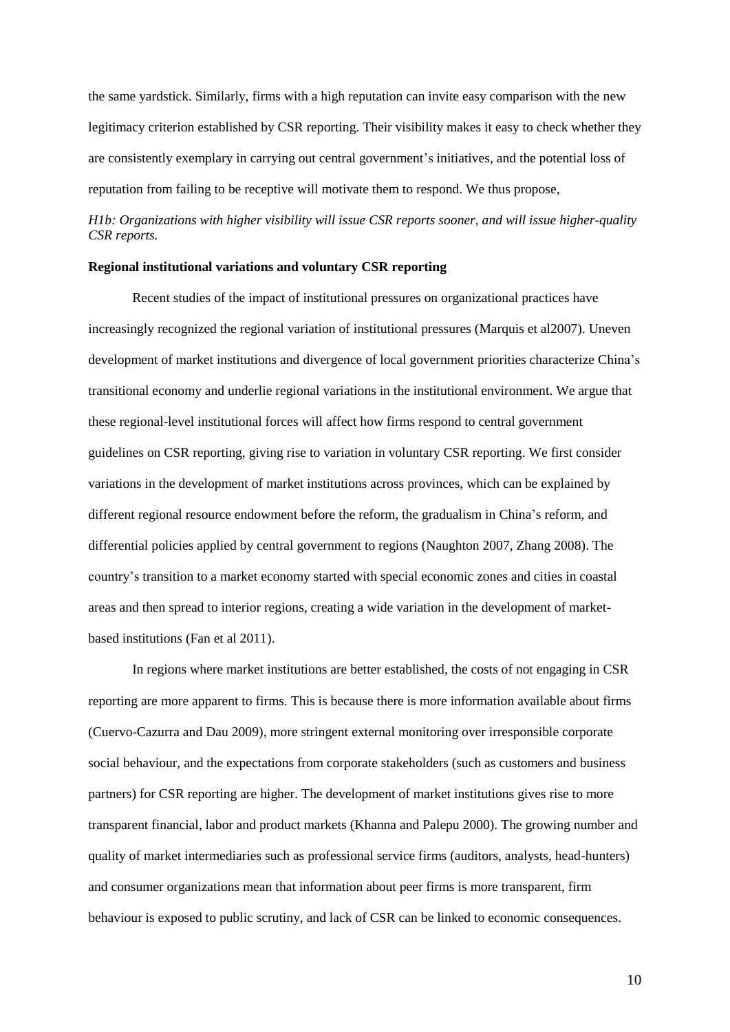the same yardstick. Similarly, firms with a high reputation can invite easy comparison with the new legitimacy criterion established by CSR reporting. Their visibility makes it easy to check whether they are consistently exemplary in carrying out central government's initiatives, and the potential loss of reputation from failing to be receptive will motivate them to respond. We thus propose,

*H1b: Organizations with higher visibility will issue CSR reports sooner, and will issue higher-quality CSR reports.*

**Regional institutional variations and voluntary CSR reporting**

Recent studies of the impact of institutional pressures on organizational practices have increasingly recognized the regional variation of institutional pressures (Marquis et al2007). Uneven development of market institutions and divergence of local government priorities characterize China's transitional economy and underlie regional variations in the institutional environment. We argue that these regional-level institutional forces will affect how firms respond to central government guidelines on CSR reporting, giving rise to variation in voluntary CSR reporting. We first consider variations in the development of market institutions across provinces, which can be explained by different regional resource endowment before the reform, the gradualism in China's reform, and differential policies applied by central government to regions (Naughton 2007, Zhang 2008). The country's transition to a market economy started with special economic zones and cities in coastal areas and then spread to interior regions, creating a wide variation in the development of market-based institutions (Fan et al 2011).

In regions where market institutions are better established, the costs of not engaging in CSR reporting are more apparent to firms. This is because there is more information available about firms (Cuervo-Cazurra and Dau 2009), more stringent external monitoring over irresponsible corporate social behaviour, and the expectations from corporate stakeholders (such as customers and business partners) for CSR reporting are higher. The development of market institutions gives rise to more transparent financial, labor and product markets (Khanna and Palepu 2000). The growing number and quality of market intermediaries such as professional service firms (auditors, analysts, head-hunters) and consumer organizations mean that information about peer firms is more transparent, firm behaviour is exposed to public scrutiny, and lack of CSR can be linked to economic consequences.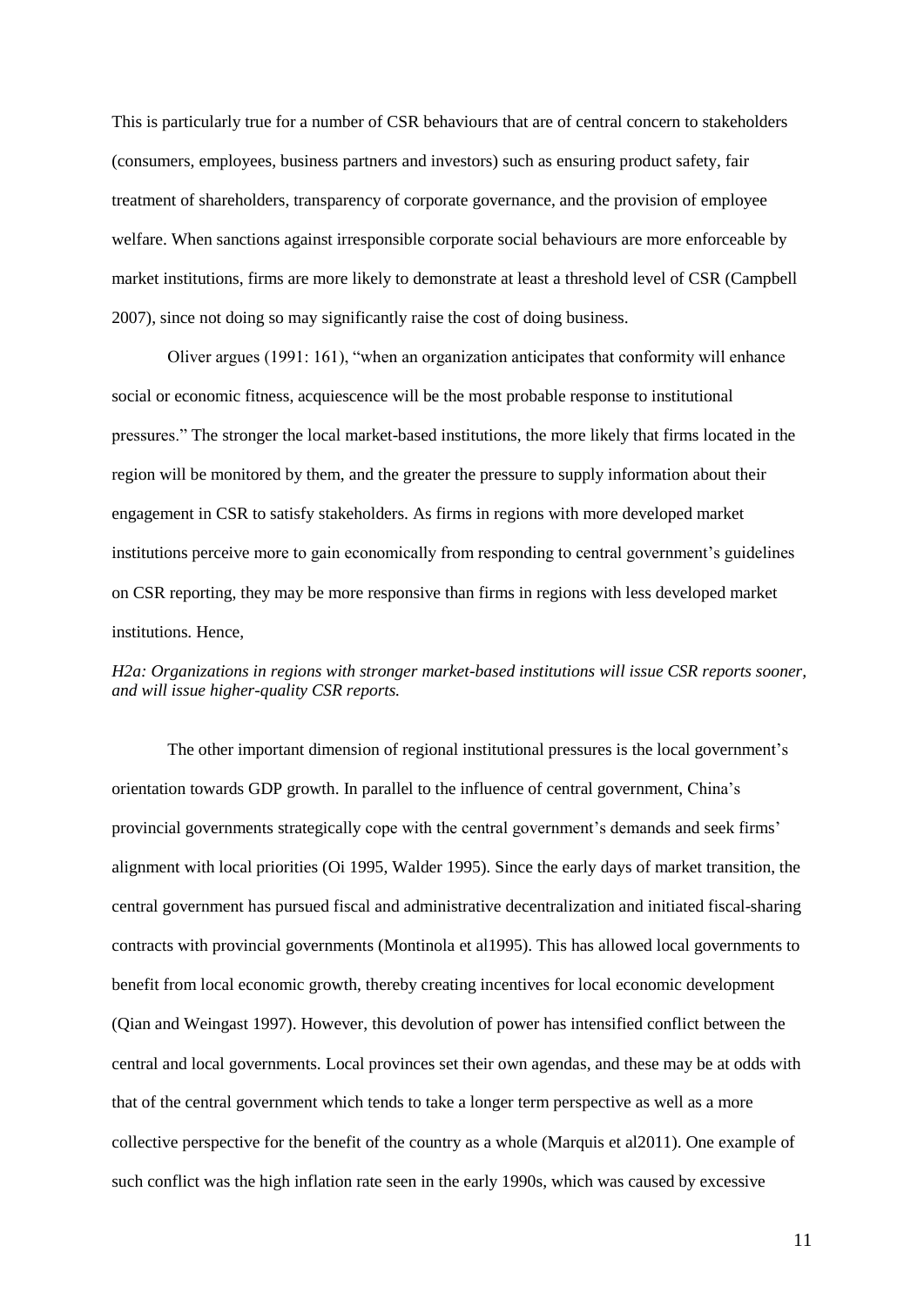This is particularly true for a number of CSR behaviours that are of central concern to stakeholders (consumers, employees, business partners and investors) such as ensuring product safety, fair treatment of shareholders, transparency of corporate governance, and the provision of employee welfare. When sanctions against irresponsible corporate social behaviours are more enforceable by market institutions, firms are more likely to demonstrate at least a threshold level of CSR (Campbell 2007), since not doing so may significantly raise the cost of doing business.

Oliver argues (1991: 161), "when an organization anticipates that conformity will enhance social or economic fitness, acquiescence will be the most probable response to institutional pressures." The stronger the local market-based institutions, the more likely that firms located in the region will be monitored by them, and the greater the pressure to supply information about their engagement in CSR to satisfy stakeholders. As firms in regions with more developed market institutions perceive more to gain economically from responding to central government's guidelines on CSR reporting, they may be more responsive than firms in regions with less developed market institutions. Hence,

*H2a: Organizations in regions with stronger market-based institutions will issue CSR reports sooner, and will issue higher-quality CSR reports.*

The other important dimension of regional institutional pressures is the local government's orientation towards GDP growth. In parallel to the influence of central government, China's provincial governments strategically cope with the central government's demands and seek firms' alignment with local priorities (Oi 1995, Walder 1995). Since the early days of market transition, the central government has pursued fiscal and administrative decentralization and initiated fiscal-sharing contracts with provincial governments (Montinola et al1995). This has allowed local governments to benefit from local economic growth, thereby creating incentives for local economic development (Qian and Weingast 1997). However, this devolution of power has intensified conflict between the central and local governments. Local provinces set their own agendas, and these may be at odds with that of the central government which tends to take a longer term perspective as well as a more collective perspective for the benefit of the country as a whole (Marquis et al2011). One example of such conflict was the high inflation rate seen in the early 1990s, which was caused by excessive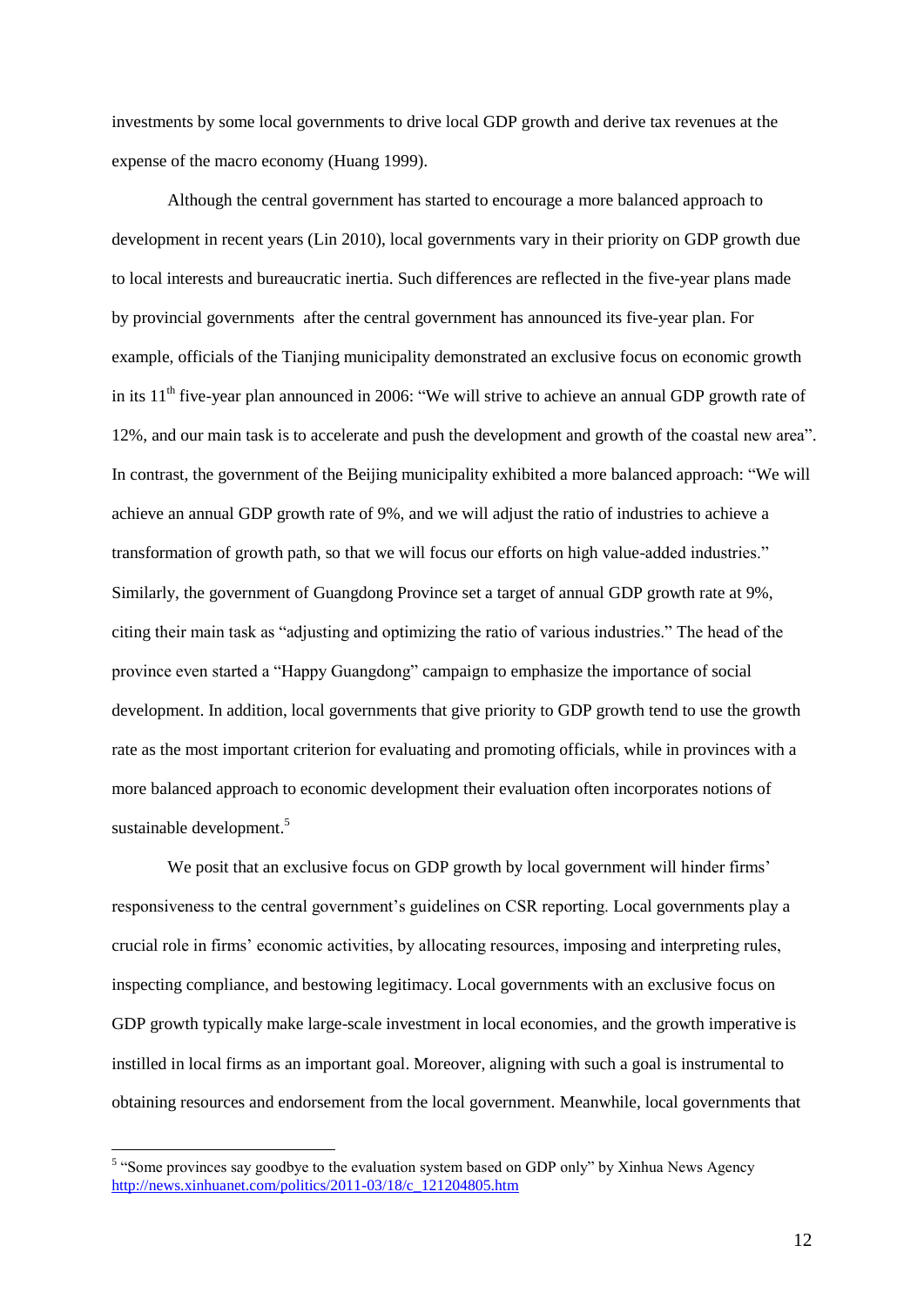investments by some local governments to drive local GDP growth and derive tax revenues at the expense of the macro economy (Huang 1999).

Although the central government has started to encourage a more balanced approach to development in recent years (Lin 2010), local governments vary in their priority on GDP growth due to local interests and bureaucratic inertia. Such differences are reflected in the five-year plans made by provincial governments after the central government has announced its five-year plan. For example, officials of the Tianjing municipality demonstrated an exclusive focus on economic growth in its 11th five-year plan announced in 2006: "We will strive to achieve an annual GDP growth rate of 12%, and our main task is to accelerate and push the development and growth of the coastal new area". In contrast, the government of the Beijing municipality exhibited a more balanced approach: "We will achieve an annual GDP growth rate of 9%, and we will adjust the ratio of industries to achieve a transformation of growth path, so that we will focus our efforts on high value-added industries." Similarly, the government of Guangdong Province set a target of annual GDP growth rate at 9%, citing their main task as "adjusting and optimizing the ratio of various industries." The head of the province even started a "Happy Guangdong" campaign to emphasize the importance of social development. In addition, local governments that give priority to GDP growth tend to use the growth rate as the most important criterion for evaluating and promoting officials, while in provinces with a more balanced approach to economic development their evaluation often incorporates notions of sustainable development.[5]

We posit that an exclusive focus on GDP growth by local government will hinder firms' responsiveness to the central government's guidelines on CSR reporting. Local governments play a crucial role in firms' economic activities, by allocating resources, imposing and interpreting rules, inspecting compliance, and bestowing legitimacy. Local governments with an exclusive focus on GDP growth typically make large-scale investment in local economies, and the growth imperative is instilled in local firms as an important goal. Moreover, aligning with such a goal is instrumental to obtaining resources and endorsement from the local government. Meanwhile, local governments that

[5] "Some provinces say goodbye to the evaluation system based on GDP only" by Xinhua News Agency http://news.xinhuanet.com/politics/2011-03/18/c_121204805.htm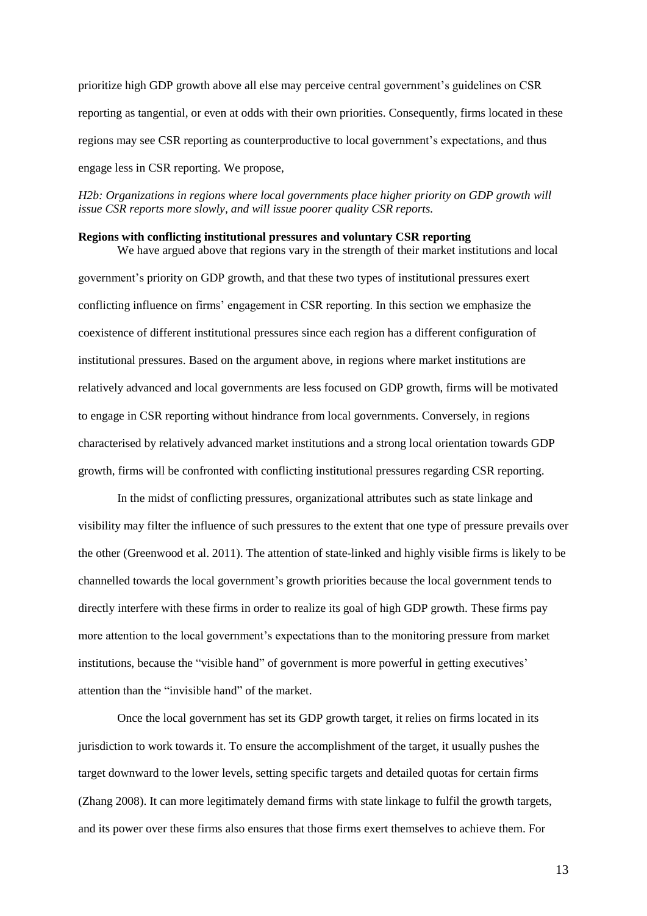prioritize high GDP growth above all else may perceive central government's guidelines on CSR reporting as tangential, or even at odds with their own priorities. Consequently, firms located in these regions may see CSR reporting as counterproductive to local government's expectations, and thus engage less in CSR reporting. We propose,

*H2b: Organizations in regions where local governments place higher priority on GDP growth will issue CSR reports more slowly, and will issue poorer quality CSR reports.*

**Regions with conflicting institutional pressures and voluntary CSR reporting**

We have argued above that regions vary in the strength of their market institutions and local government's priority on GDP growth, and that these two types of institutional pressures exert conflicting influence on firms' engagement in CSR reporting. In this section we emphasize the coexistence of different institutional pressures since each region has a different configuration of institutional pressures. Based on the argument above, in regions where market institutions are relatively advanced and local governments are less focused on GDP growth, firms will be motivated to engage in CSR reporting without hindrance from local governments. Conversely, in regions characterised by relatively advanced market institutions and a strong local orientation towards GDP growth, firms will be confronted with conflicting institutional pressures regarding CSR reporting.

In the midst of conflicting pressures, organizational attributes such as state linkage and visibility may filter the influence of such pressures to the extent that one type of pressure prevails over the other (Greenwood et al. 2011). The attention of state-linked and highly visible firms is likely to be channelled towards the local government's growth priorities because the local government tends to directly interfere with these firms in order to realize its goal of high GDP growth. These firms pay more attention to the local government's expectations than to the monitoring pressure from market institutions, because the "visible hand" of government is more powerful in getting executives' attention than the "invisible hand" of the market.

Once the local government has set its GDP growth target, it relies on firms located in its jurisdiction to work towards it. To ensure the accomplishment of the target, it usually pushes the target downward to the lower levels, setting specific targets and detailed quotas for certain firms (Zhang 2008). It can more legitimately demand firms with state linkage to fulfil the growth targets, and its power over these firms also ensures that those firms exert themselves to achieve them. For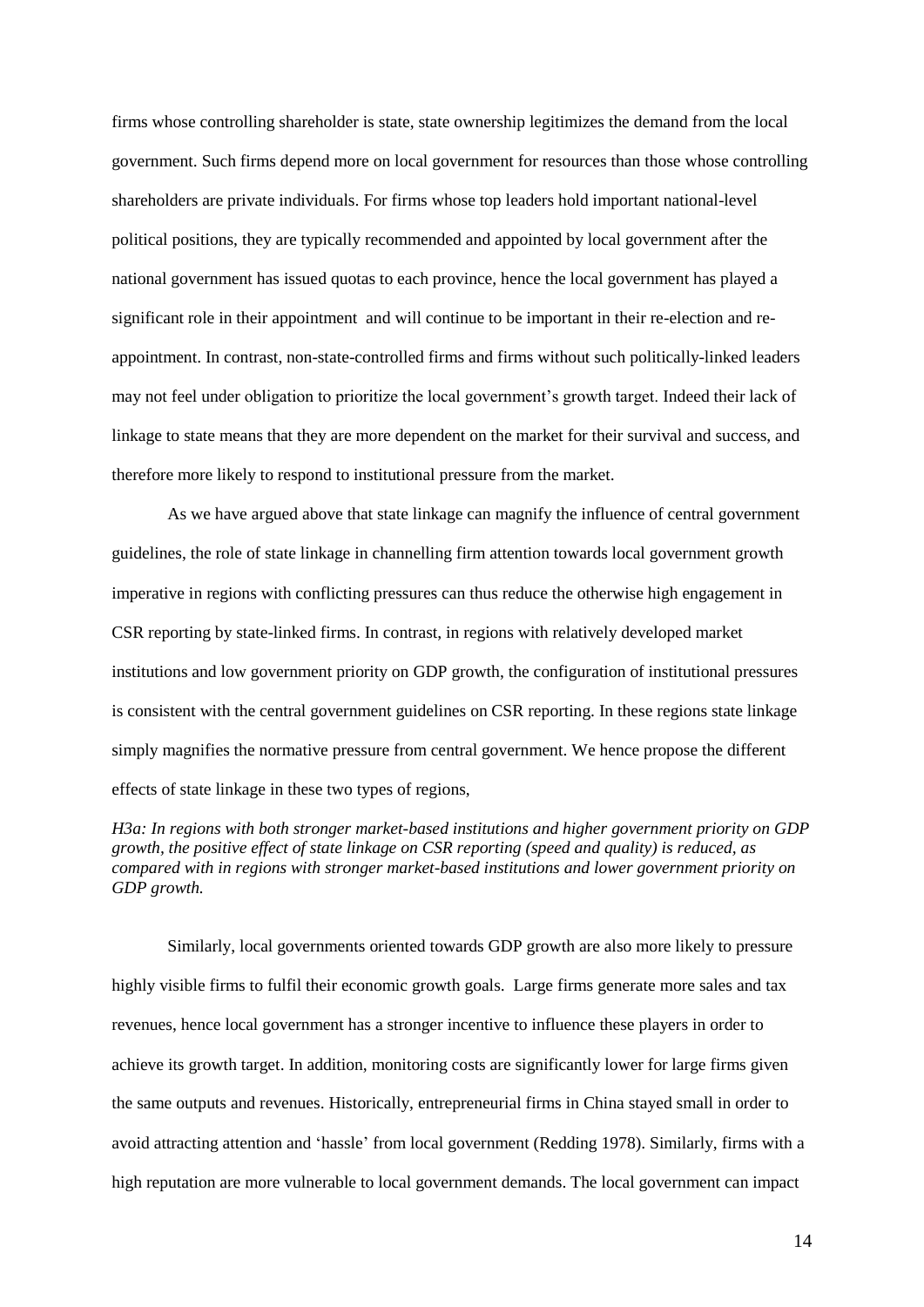firms whose controlling shareholder is state, state ownership legitimizes the demand from the local government. Such firms depend more on local government for resources than those whose controlling shareholders are private individuals. For firms whose top leaders hold important national-level political positions, they are typically recommended and appointed by local government after the national government has issued quotas to each province, hence the local government has played a significant role in their appointment and will continue to be important in their re-election and re-appointment. In contrast, non-state-controlled firms and firms without such politically-linked leaders may not feel under obligation to prioritize the local government's growth target. Indeed their lack of linkage to state means that they are more dependent on the market for their survival and success, and therefore more likely to respond to institutional pressure from the market.

As we have argued above that state linkage can magnify the influence of central government guidelines, the role of state linkage in channelling firm attention towards local government growth imperative in regions with conflicting pressures can thus reduce the otherwise high engagement in CSR reporting by state-linked firms. In contrast, in regions with relatively developed market institutions and low government priority on GDP growth, the configuration of institutional pressures is consistent with the central government guidelines on CSR reporting. In these regions state linkage simply magnifies the normative pressure from central government. We hence propose the different effects of state linkage in these two types of regions,

*H3a: In regions with both stronger market-based institutions and higher government priority on GDP growth, the positive effect of state linkage on CSR reporting (speed and quality) is reduced, as compared with in regions with stronger market-based institutions and lower government priority on GDP growth.*

Similarly, local governments oriented towards GDP growth are also more likely to pressure highly visible firms to fulfil their economic growth goals. Large firms generate more sales and tax revenues, hence local government has a stronger incentive to influence these players in order to achieve its growth target. In addition, monitoring costs are significantly lower for large firms given the same outputs and revenues. Historically, entrepreneurial firms in China stayed small in order to avoid attracting attention and 'hassle' from local government (Redding 1978). Similarly, firms with a high reputation are more vulnerable to local government demands. The local government can impact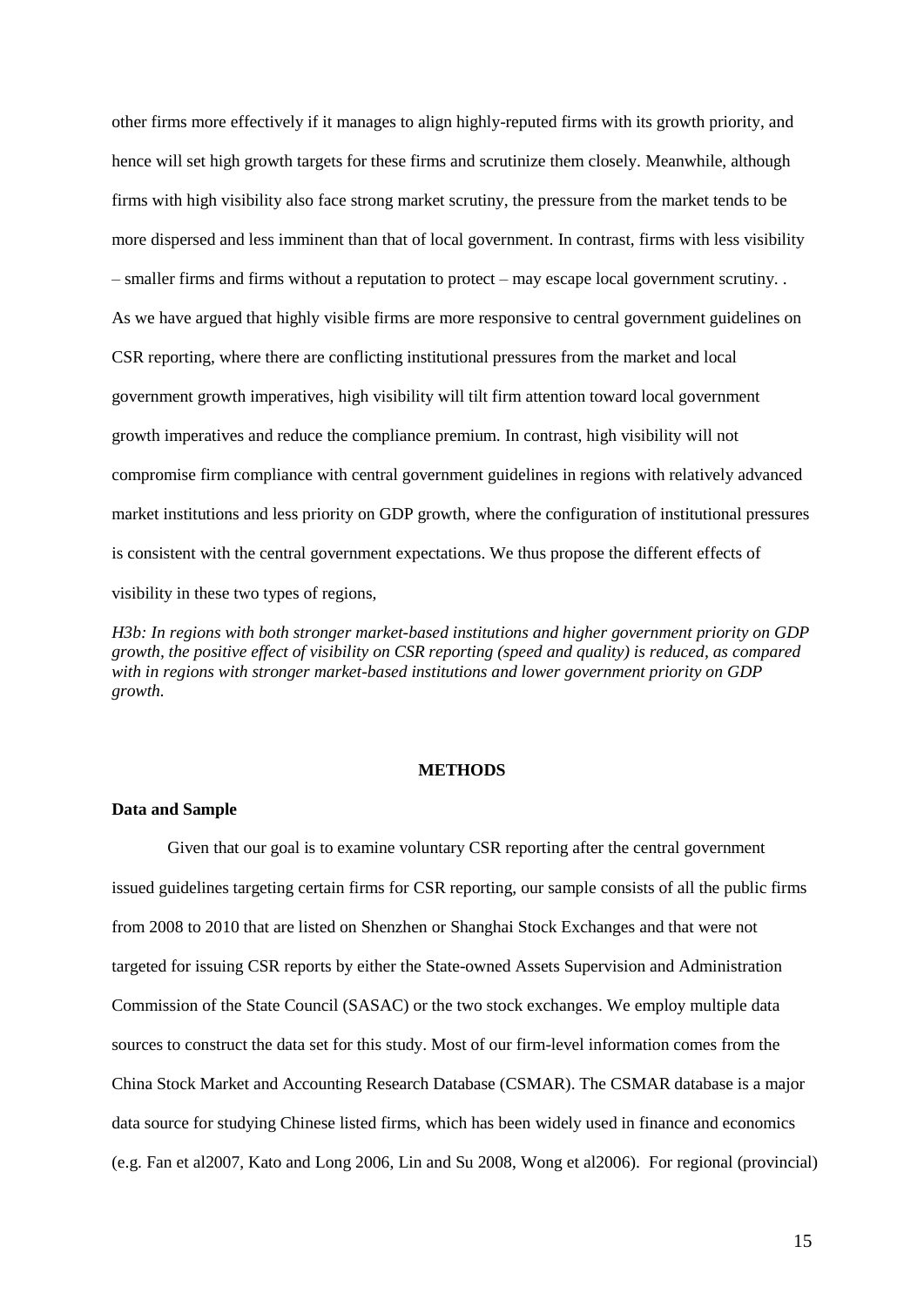other firms more effectively if it manages to align highly-reputed firms with its growth priority, and hence will set high growth targets for these firms and scrutinize them closely. Meanwhile, although firms with high visibility also face strong market scrutiny, the pressure from the market tends to be more dispersed and less imminent than that of local government. In contrast, firms with less visibility – smaller firms and firms without a reputation to protect – may escape local government scrutiny. . As we have argued that highly visible firms are more responsive to central government guidelines on CSR reporting, where there are conflicting institutional pressures from the market and local government growth imperatives, high visibility will tilt firm attention toward local government growth imperatives and reduce the compliance premium. In contrast, high visibility will not compromise firm compliance with central government guidelines in regions with relatively advanced market institutions and less priority on GDP growth, where the configuration of institutional pressures is consistent with the central government expectations. We thus propose the different effects of visibility in these two types of regions,

*H3b: In regions with both stronger market-based institutions and higher government priority on GDP growth, the positive effect of visibility on CSR reporting (speed and quality) is reduced, as compared with in regions with stronger market-based institutions and lower government priority on GDP growth.*

## METHODS

### Data and Sample

Given that our goal is to examine voluntary CSR reporting after the central government issued guidelines targeting certain firms for CSR reporting, our sample consists of all the public firms from 2008 to 2010 that are listed on Shenzhen or Shanghai Stock Exchanges and that were not targeted for issuing CSR reports by either the State-owned Assets Supervision and Administration Commission of the State Council (SASAC) or the two stock exchanges. We employ multiple data sources to construct the data set for this study. Most of our firm-level information comes from the China Stock Market and Accounting Research Database (CSMAR). The CSMAR database is a major data source for studying Chinese listed firms, which has been widely used in finance and economics (e.g. Fan et al2007, Kato and Long 2006, Lin and Su 2008, Wong et al2006). For regional (provincial)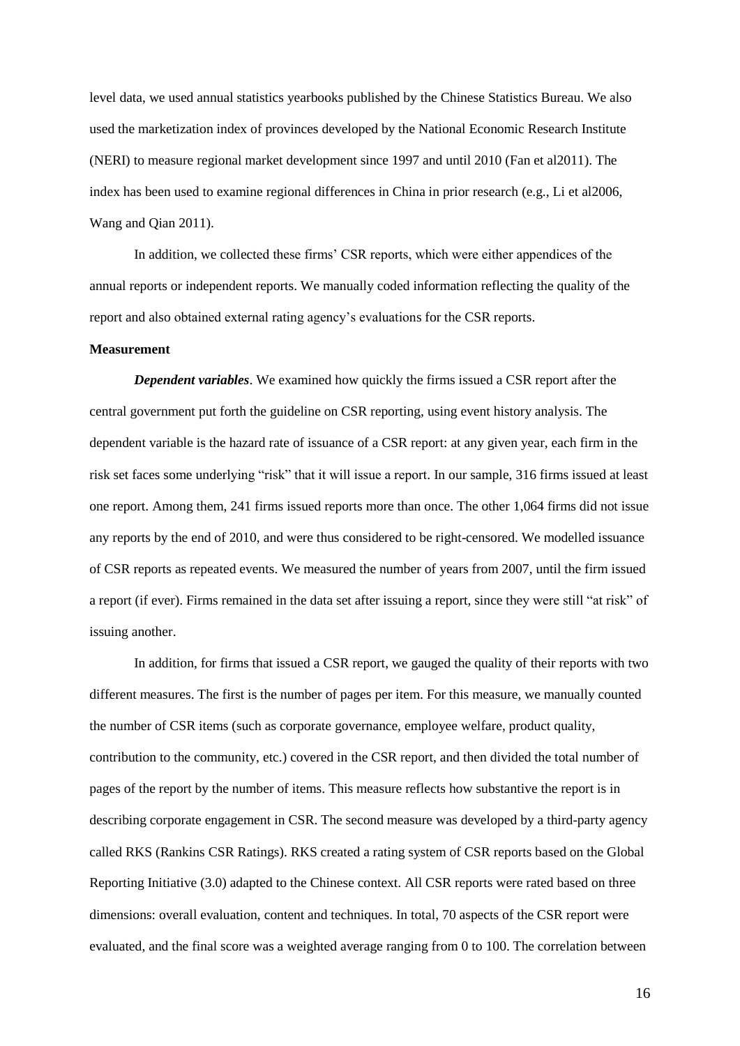level data, we used annual statistics yearbooks published by the Chinese Statistics Bureau. We also used the marketization index of provinces developed by the National Economic Research Institute (NERI) to measure regional market development since 1997 and until 2010 (Fan et al2011). The index has been used to examine regional differences in China in prior research (e.g., Li et al2006, Wang and Qian 2011).

In addition, we collected these firms' CSR reports, which were either appendices of the annual reports or independent reports. We manually coded information reflecting the quality of the report and also obtained external rating agency's evaluations for the CSR reports.

**Measurement**

***Dependent variables***. We examined how quickly the firms issued a CSR report after the central government put forth the guideline on CSR reporting, using event history analysis. The dependent variable is the hazard rate of issuance of a CSR report: at any given year, each firm in the risk set faces some underlying "risk" that it will issue a report. In our sample, 316 firms issued at least one report. Among them, 241 firms issued reports more than once. The other 1,064 firms did not issue any reports by the end of 2010, and were thus considered to be right-censored. We modelled issuance of CSR reports as repeated events. We measured the number of years from 2007, until the firm issued a report (if ever). Firms remained in the data set after issuing a report, since they were still "at risk" of issuing another.

In addition, for firms that issued a CSR report, we gauged the quality of their reports with two different measures. The first is the number of pages per item. For this measure, we manually counted the number of CSR items (such as corporate governance, employee welfare, product quality, contribution to the community, etc.) covered in the CSR report, and then divided the total number of pages of the report by the number of items. This measure reflects how substantive the report is in describing corporate engagement in CSR. The second measure was developed by a third-party agency called RKS (Rankins CSR Ratings). RKS created a rating system of CSR reports based on the Global Reporting Initiative (3.0) adapted to the Chinese context. All CSR reports were rated based on three dimensions: overall evaluation, content and techniques. In total, 70 aspects of the CSR report were evaluated, and the final score was a weighted average ranging from 0 to 100. The correlation between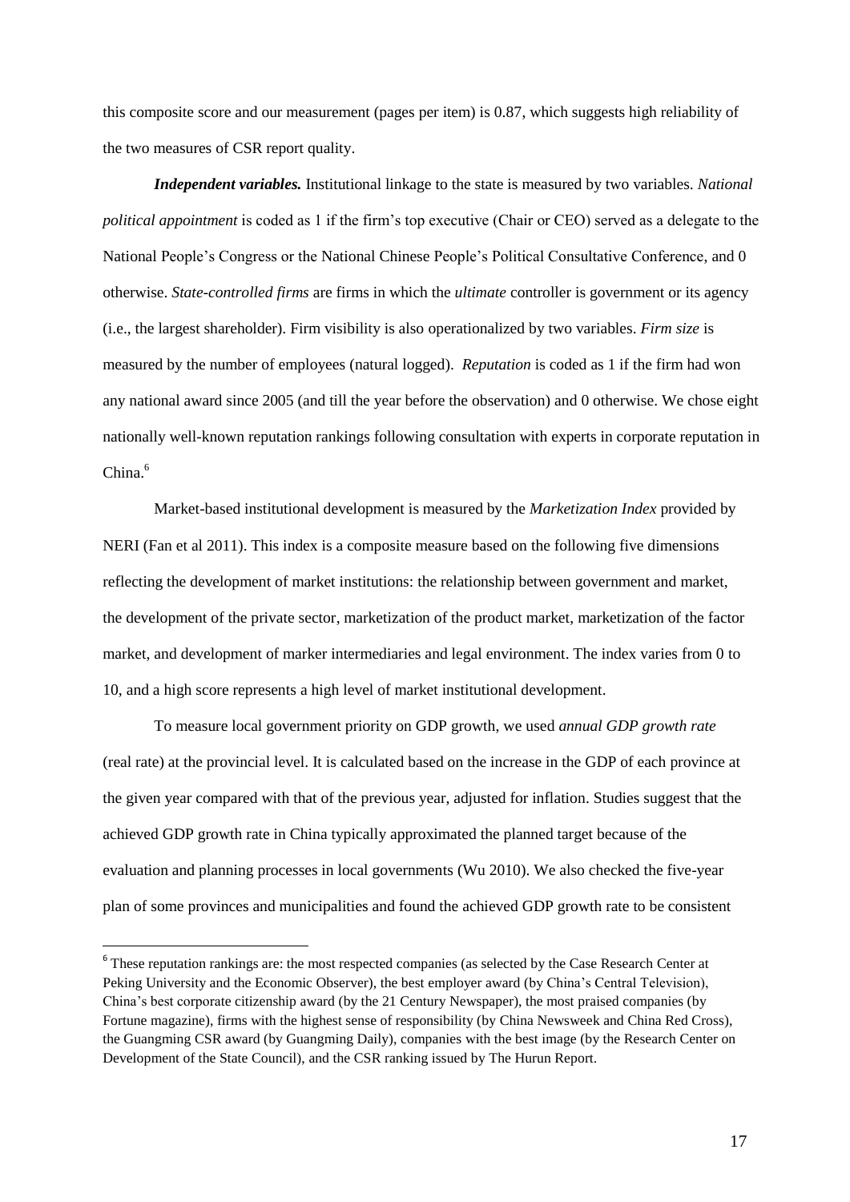this composite score and our measurement (pages per item) is 0.87, which suggests high reliability of the two measures of CSR report quality.

***Independent variables.*** Institutional linkage to the state is measured by two variables. *National political appointment* is coded as 1 if the firm's top executive (Chair or CEO) served as a delegate to the National People's Congress or the National Chinese People's Political Consultative Conference, and 0 otherwise. *State-controlled firms* are firms in which the *ultimate* controller is government or its agency (i.e., the largest shareholder). Firm visibility is also operationalized by two variables. *Firm size* is measured by the number of employees (natural logged). *Reputation* is coded as 1 if the firm had won any national award since 2005 (and till the year before the observation) and 0 otherwise. We chose eight nationally well-known reputation rankings following consultation with experts in corporate reputation in China.[6]

Market-based institutional development is measured by the *Marketization Index* provided by NERI (Fan et al 2011). This index is a composite measure based on the following five dimensions reflecting the development of market institutions: the relationship between government and market, the development of the private sector, marketization of the product market, marketization of the factor market, and development of marker intermediaries and legal environment. The index varies from 0 to 10, and a high score represents a high level of market institutional development.

To measure local government priority on GDP growth, we used *annual GDP growth rate* (real rate) at the provincial level. It is calculated based on the increase in the GDP of each province at the given year compared with that of the previous year, adjusted for inflation. Studies suggest that the achieved GDP growth rate in China typically approximated the planned target because of the evaluation and planning processes in local governments (Wu 2010). We also checked the five-year plan of some provinces and municipalities and found the achieved GDP growth rate to be consistent

---

[6] These reputation rankings are: the most respected companies (as selected by the Case Research Center at Peking University and the Economic Observer), the best employer award (by China's Central Television), China's best corporate citizenship award (by the 21 Century Newspaper), the most praised companies (by Fortune magazine), firms with the highest sense of responsibility (by China Newsweek and China Red Cross), the Guangming CSR award (by Guangming Daily), companies with the best image (by the Research Center on Development of the State Council), and the CSR ranking issued by The Hurun Report.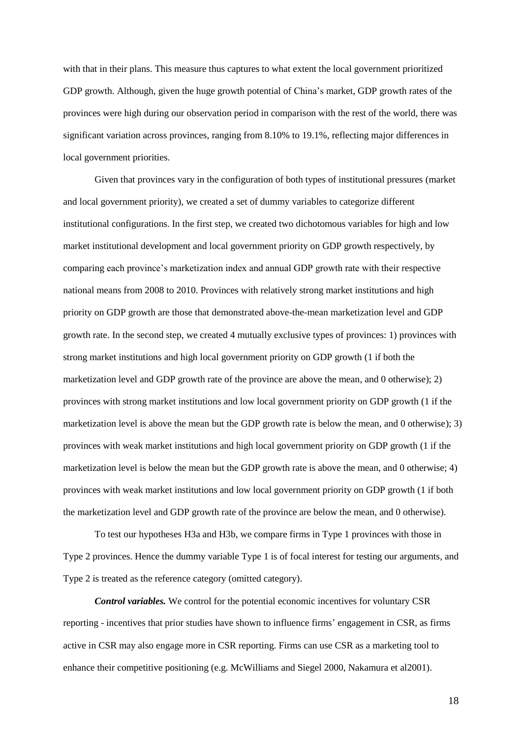with that in their plans. This measure thus captures to what extent the local government prioritized GDP growth. Although, given the huge growth potential of China's market, GDP growth rates of the provinces were high during our observation period in comparison with the rest of the world, there was significant variation across provinces, ranging from 8.10% to 19.1%, reflecting major differences in local government priorities.

Given that provinces vary in the configuration of both types of institutional pressures (market and local government priority), we created a set of dummy variables to categorize different institutional configurations. In the first step, we created two dichotomous variables for high and low market institutional development and local government priority on GDP growth respectively, by comparing each province's marketization index and annual GDP growth rate with their respective national means from 2008 to 2010. Provinces with relatively strong market institutions and high priority on GDP growth are those that demonstrated above-the-mean marketization level and GDP growth rate. In the second step, we created 4 mutually exclusive types of provinces: 1) provinces with strong market institutions and high local government priority on GDP growth (1 if both the marketization level and GDP growth rate of the province are above the mean, and 0 otherwise); 2) provinces with strong market institutions and low local government priority on GDP growth (1 if the marketization level is above the mean but the GDP growth rate is below the mean, and 0 otherwise); 3) provinces with weak market institutions and high local government priority on GDP growth (1 if the marketization level is below the mean but the GDP growth rate is above the mean, and 0 otherwise; 4) provinces with weak market institutions and low local government priority on GDP growth (1 if both the marketization level and GDP growth rate of the province are below the mean, and 0 otherwise).

To test our hypotheses H3a and H3b, we compare firms in Type 1 provinces with those in Type 2 provinces. Hence the dummy variable Type 1 is of focal interest for testing our arguments, and Type 2 is treated as the reference category (omitted category).

***Control variables.*** We control for the potential economic incentives for voluntary CSR reporting - incentives that prior studies have shown to influence firms' engagement in CSR, as firms active in CSR may also engage more in CSR reporting. Firms can use CSR as a marketing tool to enhance their competitive positioning (e.g. McWilliams and Siegel 2000, Nakamura et al2001).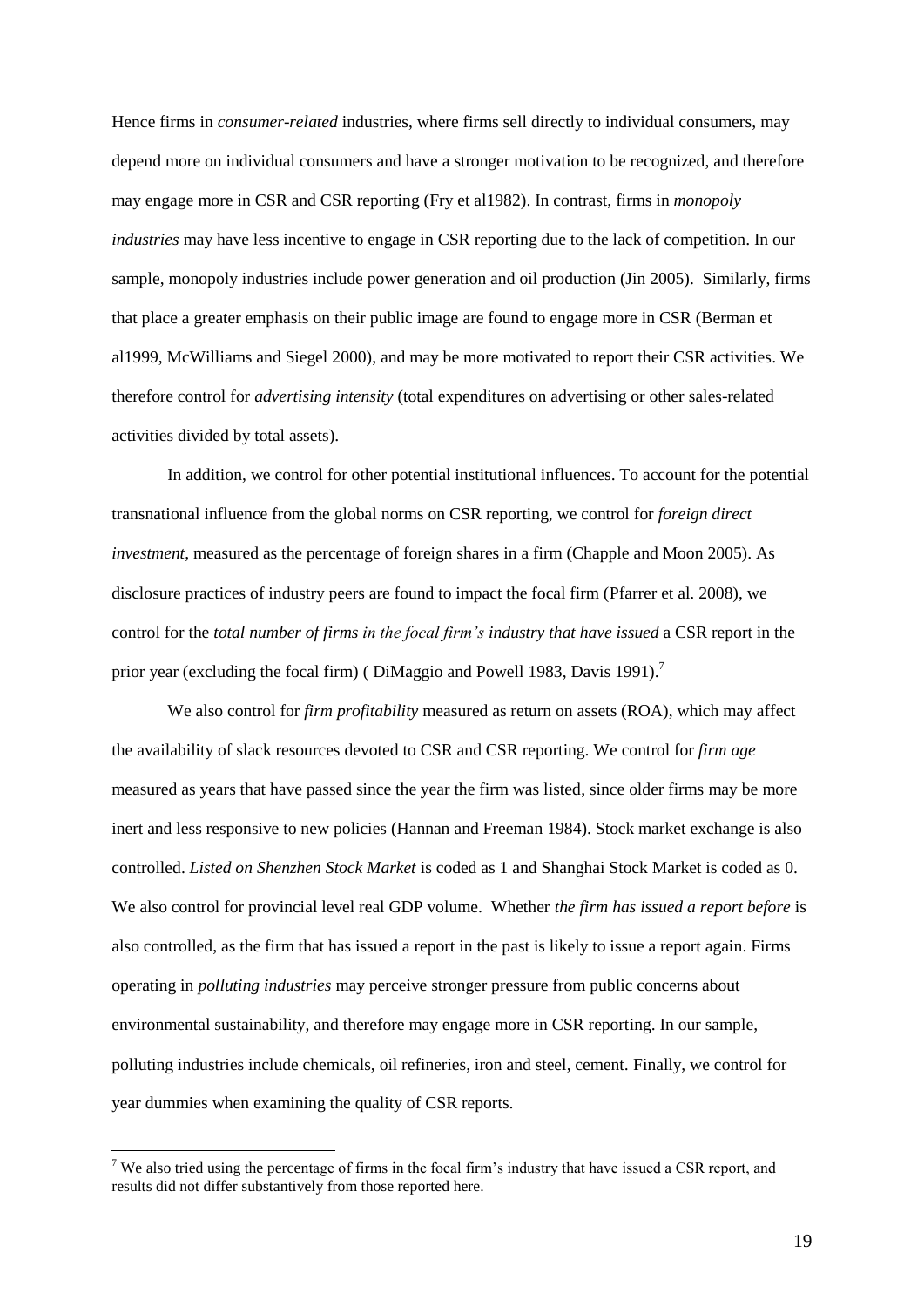Hence firms in *consumer-related* industries, where firms sell directly to individual consumers, may depend more on individual consumers and have a stronger motivation to be recognized, and therefore may engage more in CSR and CSR reporting (Fry et al1982). In contrast, firms in *monopoly industries* may have less incentive to engage in CSR reporting due to the lack of competition. In our sample, monopoly industries include power generation and oil production (Jin 2005). Similarly, firms that place a greater emphasis on their public image are found to engage more in CSR (Berman et al1999, McWilliams and Siegel 2000), and may be more motivated to report their CSR activities. We therefore control for *advertising intensity* (total expenditures on advertising or other sales-related activities divided by total assets).

In addition, we control for other potential institutional influences. To account for the potential transnational influence from the global norms on CSR reporting, we control for *foreign direct investment*, measured as the percentage of foreign shares in a firm (Chapple and Moon 2005). As disclosure practices of industry peers are found to impact the focal firm (Pfarrer et al. 2008), we control for the *total number of firms in the focal firm's industry that have issued* a CSR report in the prior year (excluding the focal firm) ( DiMaggio and Powell 1983, Davis 1991).[7]

We also control for *firm profitability* measured as return on assets (ROA), which may affect the availability of slack resources devoted to CSR and CSR reporting. We control for *firm age* measured as years that have passed since the year the firm was listed, since older firms may be more inert and less responsive to new policies (Hannan and Freeman 1984). Stock market exchange is also controlled. *Listed on Shenzhen Stock Market* is coded as 1 and Shanghai Stock Market is coded as 0. We also control for provincial level real GDP volume. Whether *the firm has issued a report before* is also controlled, as the firm that has issued a report in the past is likely to issue a report again. Firms operating in *polluting industries* may perceive stronger pressure from public concerns about environmental sustainability, and therefore may engage more in CSR reporting. In our sample, polluting industries include chemicals, oil refineries, iron and steel, cement. Finally, we control for year dummies when examining the quality of CSR reports.

[7] We also tried using the percentage of firms in the focal firm's industry that have issued a CSR report, and results did not differ substantively from those reported here.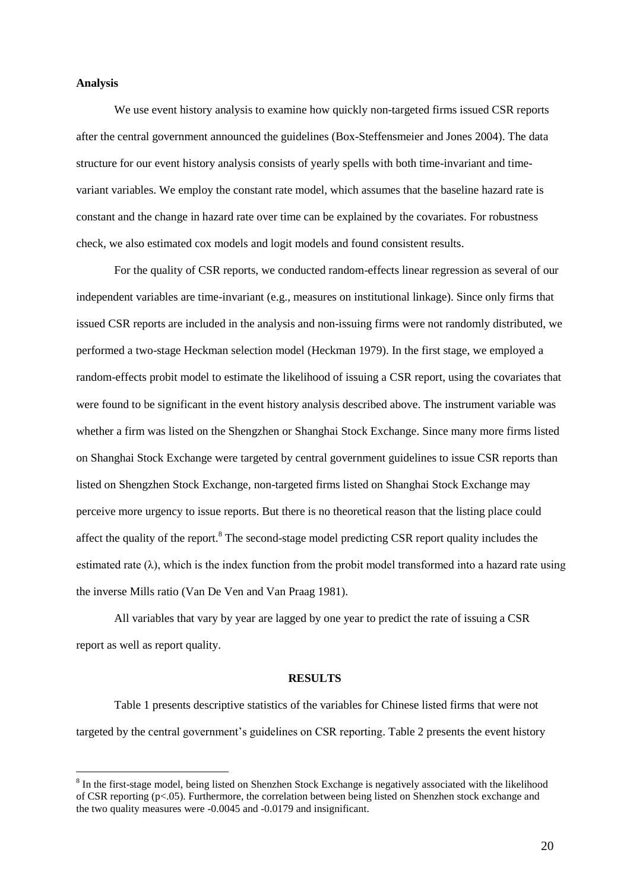**Analysis**

We use event history analysis to examine how quickly non-targeted firms issued CSR reports after the central government announced the guidelines (Box-Steffensmeier and Jones 2004). The data structure for our event history analysis consists of yearly spells with both time-invariant and time-variant variables. We employ the constant rate model, which assumes that the baseline hazard rate is constant and the change in hazard rate over time can be explained by the covariates. For robustness check, we also estimated cox models and logit models and found consistent results.

For the quality of CSR reports, we conducted random-effects linear regression as several of our independent variables are time-invariant (e.g., measures on institutional linkage). Since only firms that issued CSR reports are included in the analysis and non-issuing firms were not randomly distributed, we performed a two-stage Heckman selection model (Heckman 1979). In the first stage, we employed a random-effects probit model to estimate the likelihood of issuing a CSR report, using the covariates that were found to be significant in the event history analysis described above. The instrument variable was whether a firm was listed on the Shengzhen or Shanghai Stock Exchange. Since many more firms listed on Shanghai Stock Exchange were targeted by central government guidelines to issue CSR reports than listed on Shengzhen Stock Exchange, non-targeted firms listed on Shanghai Stock Exchange may perceive more urgency to issue reports. But there is no theoretical reason that the listing place could affect the quality of the report.[8] The second-stage model predicting CSR report quality includes the estimated rate ($\lambda$), which is the index function from the probit model transformed into a hazard rate using the inverse Mills ratio (Van De Ven and Van Praag 1981).

All variables that vary by year are lagged by one year to predict the rate of issuing a CSR report as well as report quality.

## RESULTS

Table 1 presents descriptive statistics of the variables for Chinese listed firms that were not targeted by the central government's guidelines on CSR reporting. Table 2 presents the event history

[8] In the first-stage model, being listed on Shenzhen Stock Exchange is negatively associated with the likelihood of CSR reporting ($p<.05$). Furthermore, the correlation between being listed on Shenzhen stock exchange and the two quality measures were -0.0045 and -0.0179 and insignificant.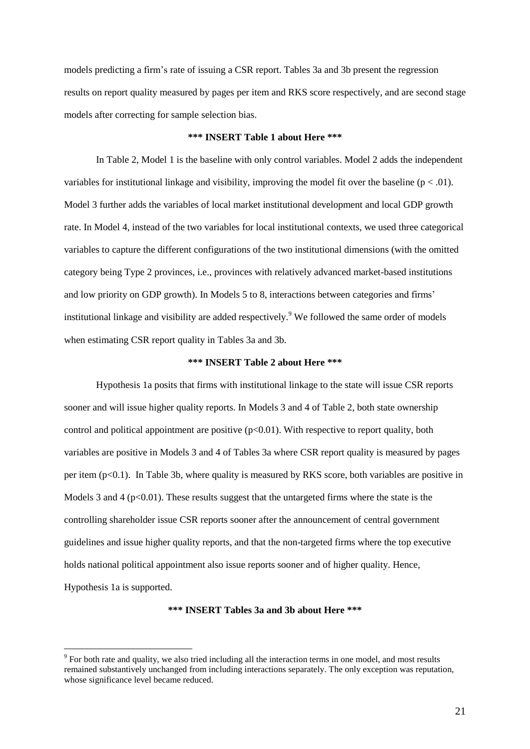models predicting a firm's rate of issuing a CSR report. Tables 3a and 3b present the regression results on report quality measured by pages per item and RKS score respectively, and are second stage models after correcting for sample selection bias.

**\*\*\* INSERT Table 1 about Here \*\*\***

In Table 2, Model 1 is the baseline with only control variables. Model 2 adds the independent variables for institutional linkage and visibility, improving the model fit over the baseline ($p < .01$). Model 3 further adds the variables of local market institutional development and local GDP growth rate. In Model 4, instead of the two variables for local institutional contexts, we used three categorical variables to capture the different configurations of the two institutional dimensions (with the omitted category being Type 2 provinces, i.e., provinces with relatively advanced market-based institutions and low priority on GDP growth). In Models 5 to 8, interactions between categories and firms' institutional linkage and visibility are added respectively.[9] We followed the same order of models when estimating CSR report quality in Tables 3a and 3b.

**\*\*\* INSERT Table 2 about Here \*\*\***

Hypothesis 1a posits that firms with institutional linkage to the state will issue CSR reports sooner and will issue higher quality reports. In Models 3 and 4 of Table 2, both state ownership control and political appointment are positive ($p<0.01$). With respective to report quality, both variables are positive in Models 3 and 4 of Tables 3a where CSR report quality is measured by pages per item ($p<0.1$). In Table 3b, where quality is measured by RKS score, both variables are positive in Models 3 and 4 ($p<0.01$). These results suggest that the untargeted firms where the state is the controlling shareholder issue CSR reports sooner after the announcement of central government guidelines and issue higher quality reports, and that the non-targeted firms where the top executive holds national political appointment also issue reports sooner and of higher quality. Hence, Hypothesis 1a is supported.

**\*\*\* INSERT Tables 3a and 3b about Here \*\*\***

[9] For both rate and quality, we also tried including all the interaction terms in one model, and most results remained substantively unchanged from including interactions separately. The only exception was reputation, whose significance level became reduced.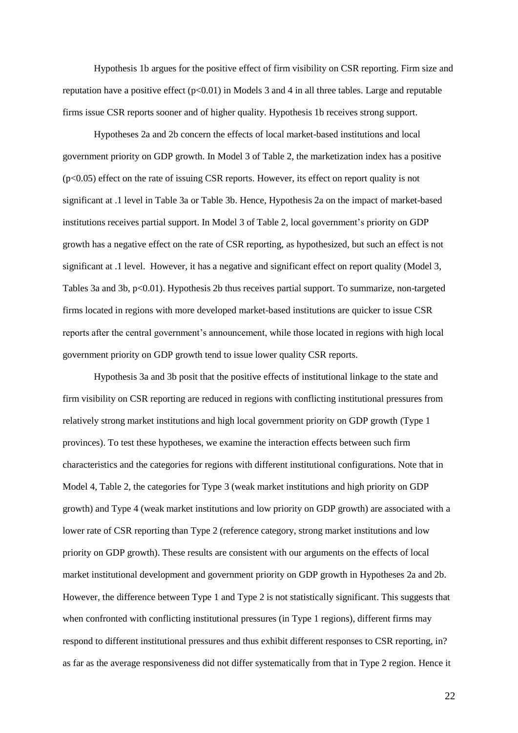Hypothesis 1b argues for the positive effect of firm visibility on CSR reporting. Firm size and reputation have a positive effect ($p<0.01$) in Models 3 and 4 in all three tables. Large and reputable firms issue CSR reports sooner and of higher quality. Hypothesis 1b receives strong support.

Hypotheses 2a and 2b concern the effects of local market-based institutions and local government priority on GDP growth. In Model 3 of Table 2, the marketization index has a positive ($p<0.05$) effect on the rate of issuing CSR reports. However, its effect on report quality is not significant at .1 level in Table 3a or Table 3b. Hence, Hypothesis 2a on the impact of market-based institutions receives partial support. In Model 3 of Table 2, local government's priority on GDP growth has a negative effect on the rate of CSR reporting, as hypothesized, but such an effect is not significant at .1 level. However, it has a negative and significant effect on report quality (Model 3, Tables 3a and 3b, $p<0.01$). Hypothesis 2b thus receives partial support. To summarize, non-targeted firms located in regions with more developed market-based institutions are quicker to issue CSR reports after the central government's announcement, while those located in regions with high local government priority on GDP growth tend to issue lower quality CSR reports.

Hypothesis 3a and 3b posit that the positive effects of institutional linkage to the state and firm visibility on CSR reporting are reduced in regions with conflicting institutional pressures from relatively strong market institutions and high local government priority on GDP growth (Type 1 provinces). To test these hypotheses, we examine the interaction effects between such firm characteristics and the categories for regions with different institutional configurations. Note that in Model 4, Table 2, the categories for Type 3 (weak market institutions and high priority on GDP growth) and Type 4 (weak market institutions and low priority on GDP growth) are associated with a lower rate of CSR reporting than Type 2 (reference category, strong market institutions and low priority on GDP growth). These results are consistent with our arguments on the effects of local market institutional development and government priority on GDP growth in Hypotheses 2a and 2b. However, the difference between Type 1 and Type 2 is not statistically significant. This suggests that when confronted with conflicting institutional pressures (in Type 1 regions), different firms may respond to different institutional pressures and thus exhibit different responses to CSR reporting, in? as far as the average responsiveness did not differ systematically from that in Type 2 region. Hence it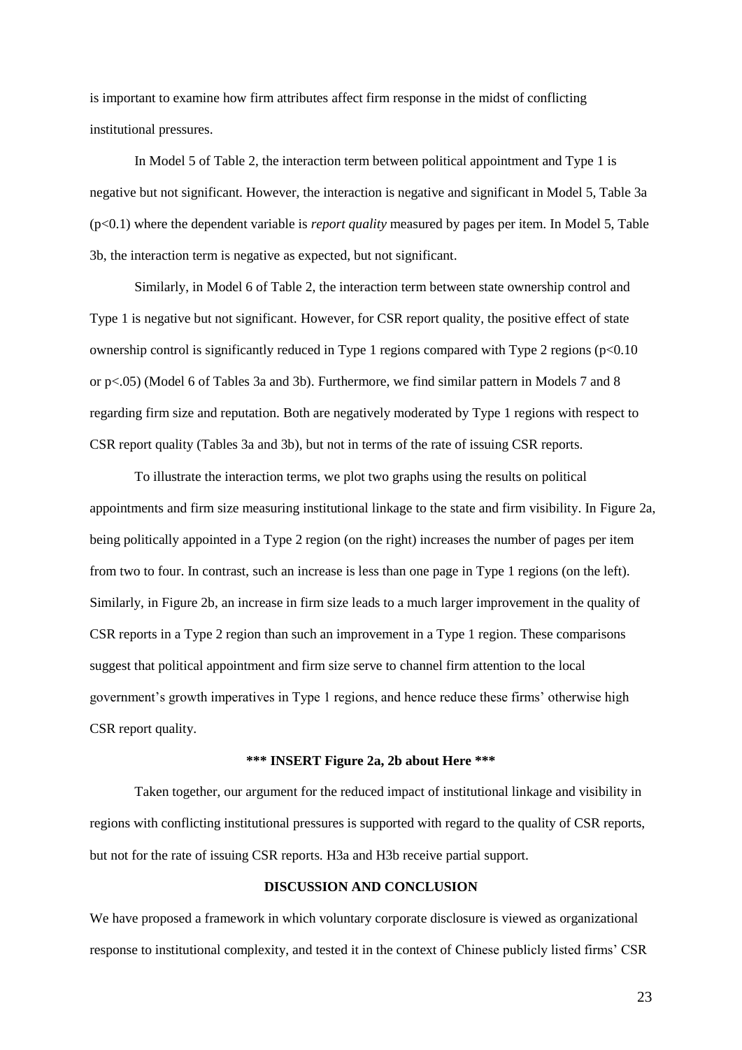is important to examine how firm attributes affect firm response in the midst of conflicting institutional pressures.

In Model 5 of Table 2, the interaction term between political appointment and Type 1 is negative but not significant. However, the interaction is negative and significant in Model 5, Table 3a ($p<0.1$) where the dependent variable is *report quality* measured by pages per item. In Model 5, Table 3b, the interaction term is negative as expected, but not significant.

Similarly, in Model 6 of Table 2, the interaction term between state ownership control and Type 1 is negative but not significant. However, for CSR report quality, the positive effect of state ownership control is significantly reduced in Type 1 regions compared with Type 2 regions ($p<0.10$ or $p<.05$) (Model 6 of Tables 3a and 3b). Furthermore, we find similar pattern in Models 7 and 8 regarding firm size and reputation. Both are negatively moderated by Type 1 regions with respect to CSR report quality (Tables 3a and 3b), but not in terms of the rate of issuing CSR reports.

To illustrate the interaction terms, we plot two graphs using the results on political appointments and firm size measuring institutional linkage to the state and firm visibility. In Figure 2a, being politically appointed in a Type 2 region (on the right) increases the number of pages per item from two to four. In contrast, such an increase is less than one page in Type 1 regions (on the left). Similarly, in Figure 2b, an increase in firm size leads to a much larger improvement in the quality of CSR reports in a Type 2 region than such an improvement in a Type 1 region. These comparisons suggest that political appointment and firm size serve to channel firm attention to the local government's growth imperatives in Type 1 regions, and hence reduce these firms' otherwise high CSR report quality.

**\*\*\* INSERT Figure 2a, 2b about Here \*\*\***

Taken together, our argument for the reduced impact of institutional linkage and visibility in regions with conflicting institutional pressures is supported with regard to the quality of CSR reports, but not for the rate of issuing CSR reports. H3a and H3b receive partial support.

## DISCUSSION AND CONCLUSION

We have proposed a framework in which voluntary corporate disclosure is viewed as organizational response to institutional complexity, and tested it in the context of Chinese publicly listed firms' CSR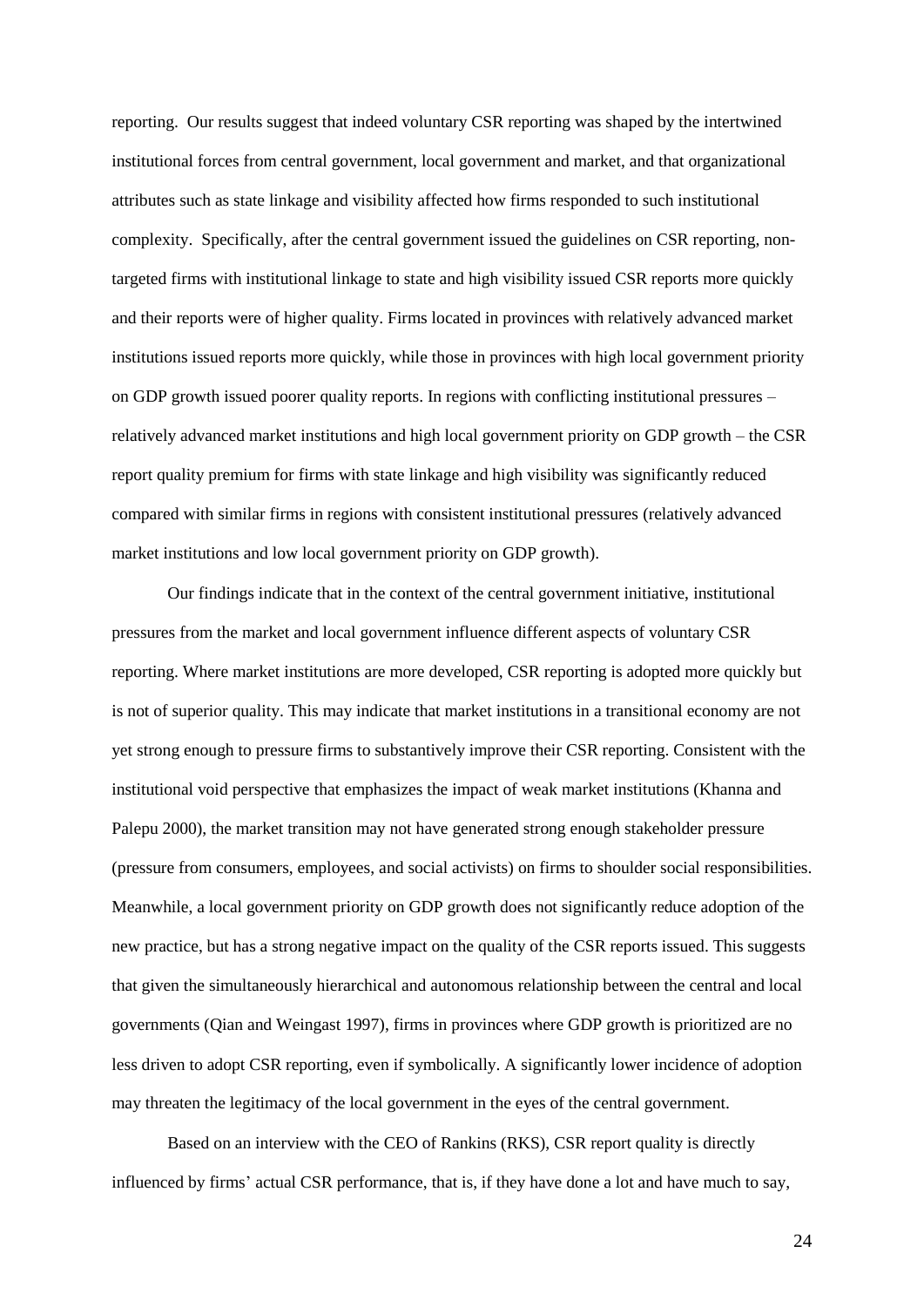reporting. Our results suggest that indeed voluntary CSR reporting was shaped by the intertwined institutional forces from central government, local government and market, and that organizational attributes such as state linkage and visibility affected how firms responded to such institutional complexity. Specifically, after the central government issued the guidelines on CSR reporting, non-targeted firms with institutional linkage to state and high visibility issued CSR reports more quickly and their reports were of higher quality. Firms located in provinces with relatively advanced market institutions issued reports more quickly, while those in provinces with high local government priority on GDP growth issued poorer quality reports. In regions with conflicting institutional pressures – relatively advanced market institutions and high local government priority on GDP growth – the CSR report quality premium for firms with state linkage and high visibility was significantly reduced compared with similar firms in regions with consistent institutional pressures (relatively advanced market institutions and low local government priority on GDP growth).

Our findings indicate that in the context of the central government initiative, institutional pressures from the market and local government influence different aspects of voluntary CSR reporting. Where market institutions are more developed, CSR reporting is adopted more quickly but is not of superior quality. This may indicate that market institutions in a transitional economy are not yet strong enough to pressure firms to substantively improve their CSR reporting. Consistent with the institutional void perspective that emphasizes the impact of weak market institutions (Khanna and Palepu 2000), the market transition may not have generated strong enough stakeholder pressure (pressure from consumers, employees, and social activists) on firms to shoulder social responsibilities. Meanwhile, a local government priority on GDP growth does not significantly reduce adoption of the new practice, but has a strong negative impact on the quality of the CSR reports issued. This suggests that given the simultaneously hierarchical and autonomous relationship between the central and local governments (Qian and Weingast 1997), firms in provinces where GDP growth is prioritized are no less driven to adopt CSR reporting, even if symbolically. A significantly lower incidence of adoption may threaten the legitimacy of the local government in the eyes of the central government.

Based on an interview with the CEO of Rankins (RKS), CSR report quality is directly influenced by firms' actual CSR performance, that is, if they have done a lot and have much to say,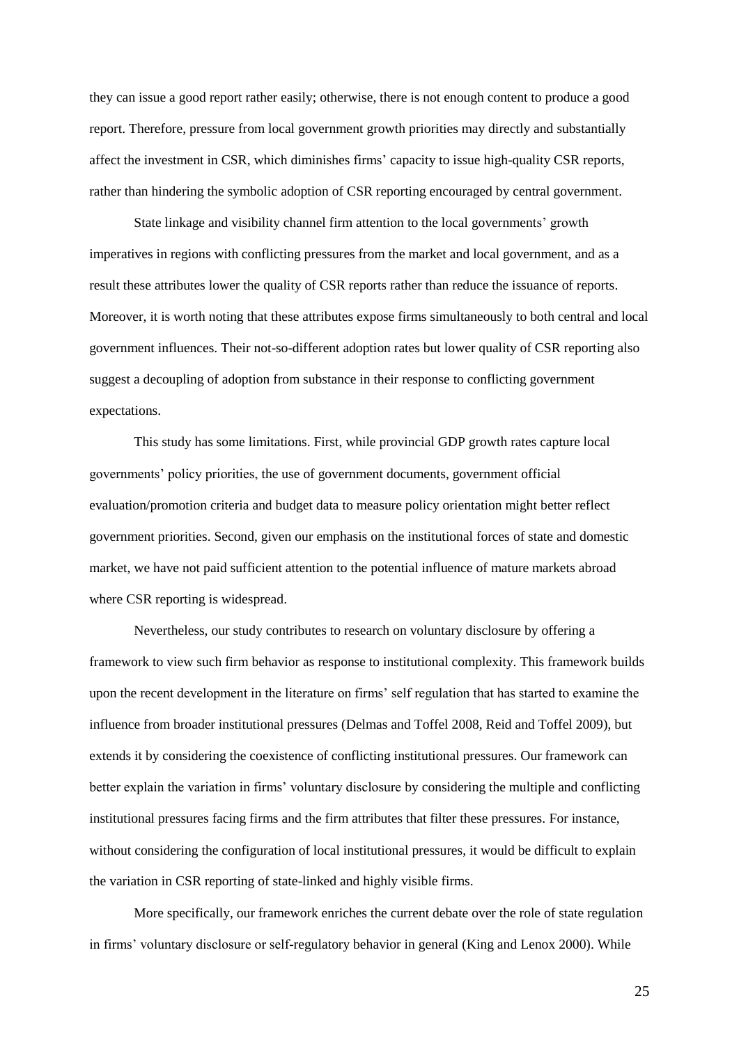they can issue a good report rather easily; otherwise, there is not enough content to produce a good report. Therefore, pressure from local government growth priorities may directly and substantially affect the investment in CSR, which diminishes firms' capacity to issue high-quality CSR reports, rather than hindering the symbolic adoption of CSR reporting encouraged by central government.

State linkage and visibility channel firm attention to the local governments' growth imperatives in regions with conflicting pressures from the market and local government, and as a result these attributes lower the quality of CSR reports rather than reduce the issuance of reports. Moreover, it is worth noting that these attributes expose firms simultaneously to both central and local government influences. Their not-so-different adoption rates but lower quality of CSR reporting also suggest a decoupling of adoption from substance in their response to conflicting government expectations.

This study has some limitations. First, while provincial GDP growth rates capture local governments' policy priorities, the use of government documents, government official evaluation/promotion criteria and budget data to measure policy orientation might better reflect government priorities. Second, given our emphasis on the institutional forces of state and domestic market, we have not paid sufficient attention to the potential influence of mature markets abroad where CSR reporting is widespread.

Nevertheless, our study contributes to research on voluntary disclosure by offering a framework to view such firm behavior as response to institutional complexity. This framework builds upon the recent development in the literature on firms' self regulation that has started to examine the influence from broader institutional pressures (Delmas and Toffel 2008, Reid and Toffel 2009), but extends it by considering the coexistence of conflicting institutional pressures. Our framework can better explain the variation in firms' voluntary disclosure by considering the multiple and conflicting institutional pressures facing firms and the firm attributes that filter these pressures. For instance, without considering the configuration of local institutional pressures, it would be difficult to explain the variation in CSR reporting of state-linked and highly visible firms.

More specifically, our framework enriches the current debate over the role of state regulation in firms' voluntary disclosure or self-regulatory behavior in general (King and Lenox 2000). While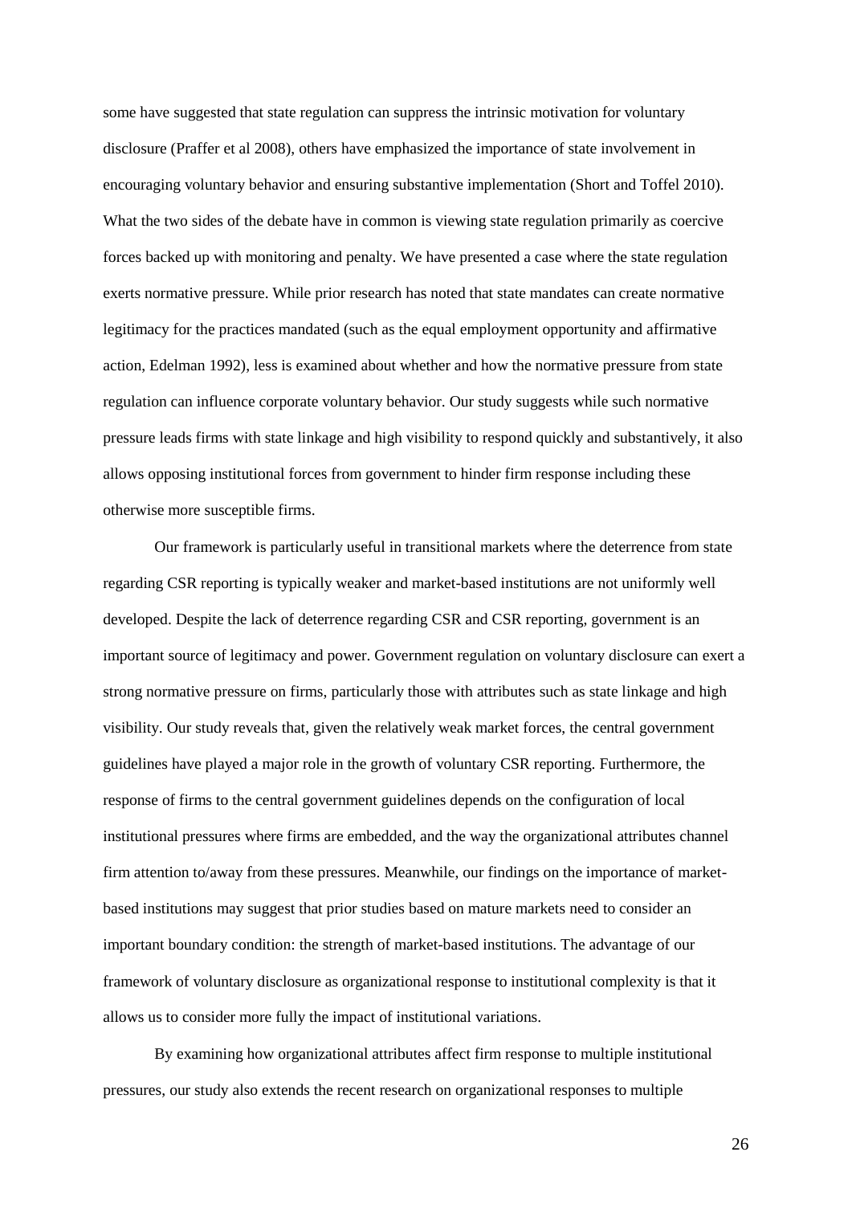some have suggested that state regulation can suppress the intrinsic motivation for voluntary disclosure (Praffer et al 2008), others have emphasized the importance of state involvement in encouraging voluntary behavior and ensuring substantive implementation (Short and Toffel 2010). What the two sides of the debate have in common is viewing state regulation primarily as coercive forces backed up with monitoring and penalty. We have presented a case where the state regulation exerts normative pressure. While prior research has noted that state mandates can create normative legitimacy for the practices mandated (such as the equal employment opportunity and affirmative action, Edelman 1992), less is examined about whether and how the normative pressure from state regulation can influence corporate voluntary behavior. Our study suggests while such normative pressure leads firms with state linkage and high visibility to respond quickly and substantively, it also allows opposing institutional forces from government to hinder firm response including these otherwise more susceptible firms.

Our framework is particularly useful in transitional markets where the deterrence from state regarding CSR reporting is typically weaker and market-based institutions are not uniformly well developed. Despite the lack of deterrence regarding CSR and CSR reporting, government is an important source of legitimacy and power. Government regulation on voluntary disclosure can exert a strong normative pressure on firms, particularly those with attributes such as state linkage and high visibility. Our study reveals that, given the relatively weak market forces, the central government guidelines have played a major role in the growth of voluntary CSR reporting. Furthermore, the response of firms to the central government guidelines depends on the configuration of local institutional pressures where firms are embedded, and the way the organizational attributes channel firm attention to/away from these pressures. Meanwhile, our findings on the importance of market-based institutions may suggest that prior studies based on mature markets need to consider an important boundary condition: the strength of market-based institutions. The advantage of our framework of voluntary disclosure as organizational response to institutional complexity is that it allows us to consider more fully the impact of institutional variations.

By examining how organizational attributes affect firm response to multiple institutional pressures, our study also extends the recent research on organizational responses to multiple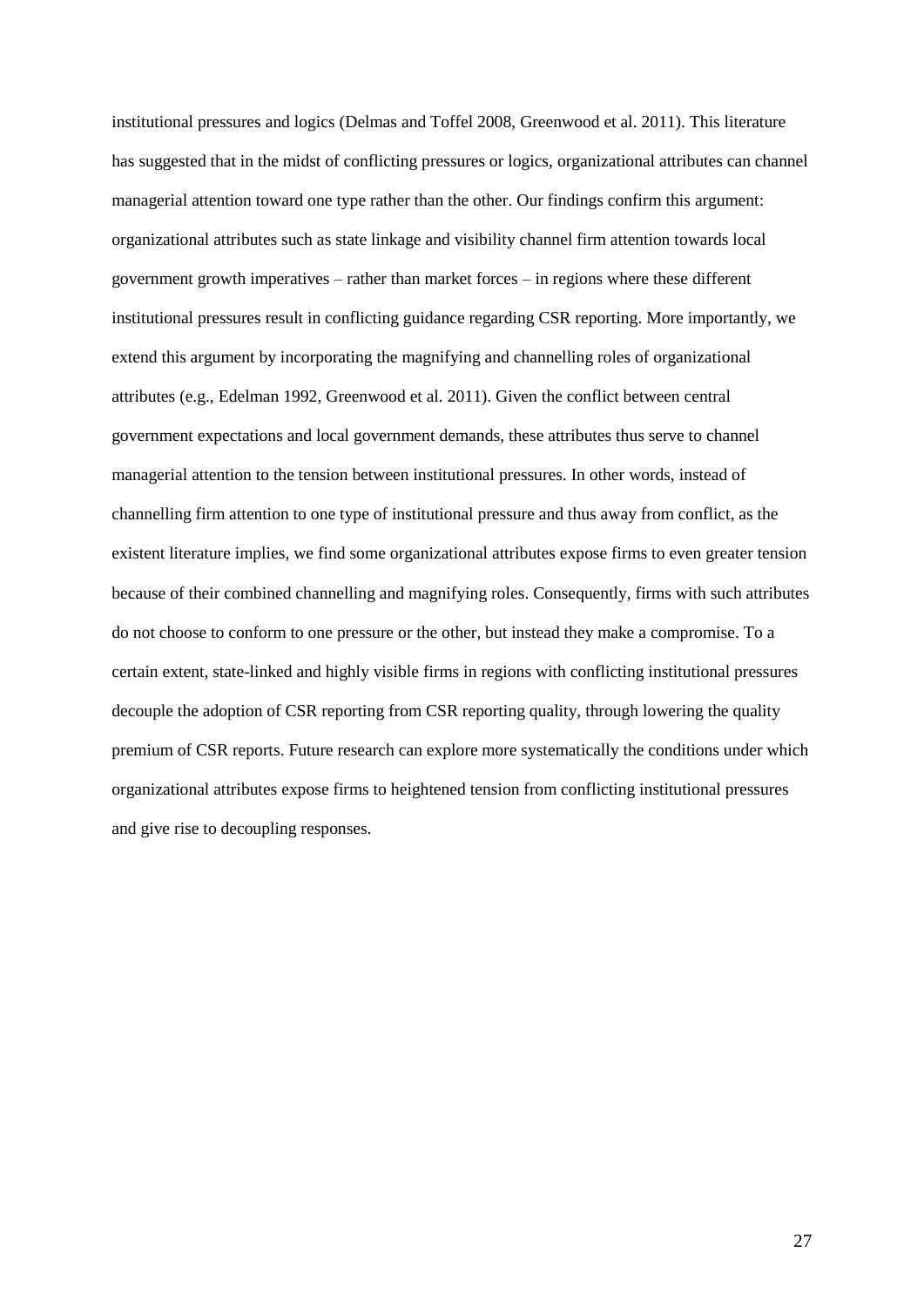institutional pressures and logics (Delmas and Toffel 2008, Greenwood et al. 2011). This literature has suggested that in the midst of conflicting pressures or logics, organizational attributes can channel managerial attention toward one type rather than the other. Our findings confirm this argument: organizational attributes such as state linkage and visibility channel firm attention towards local government growth imperatives – rather than market forces – in regions where these different institutional pressures result in conflicting guidance regarding CSR reporting. More importantly, we extend this argument by incorporating the magnifying and channelling roles of organizational attributes (e.g., Edelman 1992, Greenwood et al. 2011). Given the conflict between central government expectations and local government demands, these attributes thus serve to channel managerial attention to the tension between institutional pressures. In other words, instead of channelling firm attention to one type of institutional pressure and thus away from conflict, as the existent literature implies, we find some organizational attributes expose firms to even greater tension because of their combined channelling and magnifying roles. Consequently, firms with such attributes do not choose to conform to one pressure or the other, but instead they make a compromise. To a certain extent, state-linked and highly visible firms in regions with conflicting institutional pressures decouple the adoption of CSR reporting from CSR reporting quality, through lowering the quality premium of CSR reports. Future research can explore more systematically the conditions under which organizational attributes expose firms to heightened tension from conflicting institutional pressures and give rise to decoupling responses.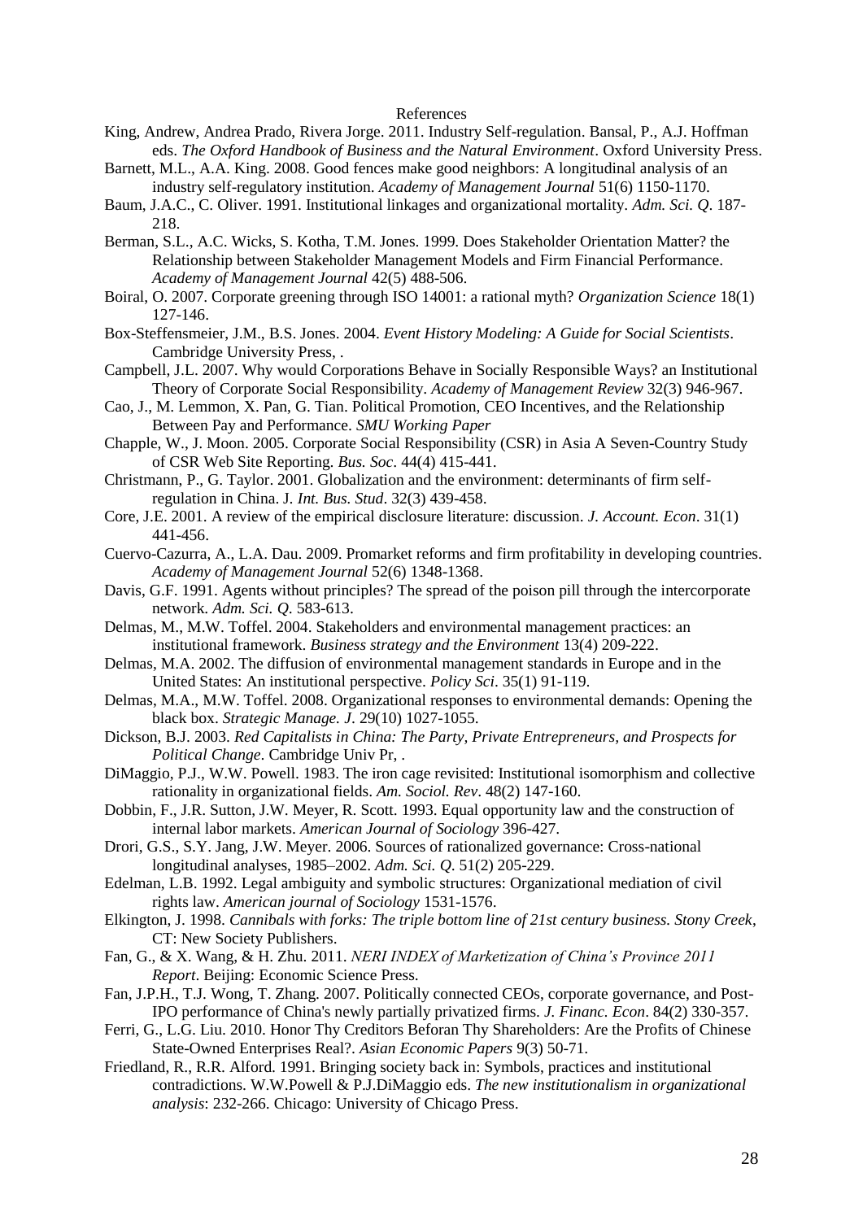# References

King, Andrew, Andrea Prado, Rivera Jorge. 2011. Industry Self-regulation. Bansal, P., A.J. Hoffman eds. *The Oxford Handbook of Business and the Natural Environment*. Oxford University Press.

Barnett, M.L., A.A. King. 2008. Good fences make good neighbors: A longitudinal analysis of an industry self-regulatory institution. *Academy of Management Journal* 51(6) 1150-1170.

Baum, J.A.C., C. Oliver. 1991. Institutional linkages and organizational mortality. *Adm. Sci. Q*. 187-218.

Berman, S.L., A.C. Wicks, S. Kotha, T.M. Jones. 1999. Does Stakeholder Orientation Matter? the Relationship between Stakeholder Management Models and Firm Financial Performance. *Academy of Management Journal* 42(5) 488-506.

Boiral, O. 2007. Corporate greening through ISO 14001: a rational myth? *Organization Science* 18(1) 127-146.

Box-Steffensmeier, J.M., B.S. Jones. 2004. *Event History Modeling: A Guide for Social Scientists*. Cambridge University Press, .

Campbell, J.L. 2007. Why would Corporations Behave in Socially Responsible Ways? an Institutional Theory of Corporate Social Responsibility. *Academy of Management Review* 32(3) 946-967.

Cao, J., M. Lemmon, X. Pan, G. Tian. Political Promotion, CEO Incentives, and the Relationship Between Pay and Performance. *SMU Working Paper*

Chapple, W., J. Moon. 2005. Corporate Social Responsibility (CSR) in Asia A Seven-Country Study of CSR Web Site Reporting. *Bus. Soc*. 44(4) 415-441.

Christmann, P., G. Taylor. 2001. Globalization and the environment: determinants of firm self-regulation in China. J. *Int. Bus. Stud*. 32(3) 439-458.

Core, J.E. 2001. A review of the empirical disclosure literature: discussion. *J. Account. Econ*. 31(1) 441-456.

Cuervo-Cazurra, A., L.A. Dau. 2009. Promarket reforms and firm profitability in developing countries. *Academy of Management Journal* 52(6) 1348-1368.

Davis, G.F. 1991. Agents without principles? The spread of the poison pill through the intercorporate network. *Adm. Sci. Q*. 583-613.

Delmas, M., M.W. Toffel. 2004. Stakeholders and environmental management practices: an institutional framework. *Business strategy and the Environment* 13(4) 209-222.

Delmas, M.A. 2002. The diffusion of environmental management standards in Europe and in the United States: An institutional perspective. *Policy Sci*. 35(1) 91-119.

Delmas, M.A., M.W. Toffel. 2008. Organizational responses to environmental demands: Opening the black box. *Strategic Manage. J*. 29(10) 1027-1055.

Dickson, B.J. 2003. *Red Capitalists in China: The Party, Private Entrepreneurs, and Prospects for Political Change*. Cambridge Univ Pr, .

DiMaggio, P.J., W.W. Powell. 1983. The iron cage revisited: Institutional isomorphism and collective rationality in organizational fields. *Am. Sociol. Rev*. 48(2) 147-160.

Dobbin, F., J.R. Sutton, J.W. Meyer, R. Scott. 1993. Equal opportunity law and the construction of internal labor markets. *American Journal of Sociology* 396-427.

Drori, G.S., S.Y. Jang, J.W. Meyer. 2006. Sources of rationalized governance: Cross-national longitudinal analyses, 1985–2002. *Adm. Sci. Q*. 51(2) 205-229.

Edelman, L.B. 1992. Legal ambiguity and symbolic structures: Organizational mediation of civil rights law. *American journal of Sociology* 1531-1576.

Elkington, J. 1998. *Cannibals with forks: The triple bottom line of 21st century business. Stony Creek*, CT: New Society Publishers.

Fan, G., & X. Wang, & H. Zhu. 2011. *NERI INDEX of Marketization of China's Province 2011 Report*. Beijing: Economic Science Press.

Fan, J.P.H., T.J. Wong, T. Zhang. 2007. Politically connected CEOs, corporate governance, and Post-IPO performance of China's newly partially privatized firms. *J. Financ. Econ*. 84(2) 330-357.

Ferri, G., L.G. Liu. 2010. Honor Thy Creditors Beforan Thy Shareholders: Are the Profits of Chinese State-Owned Enterprises Real?. *Asian Economic Papers* 9(3) 50-71.

Friedland, R., R.R. Alford. 1991. Bringing society back in: Symbols, practices and institutional contradictions. W.W.Powell & P.J.DiMaggio eds. *The new institutionalism in organizational analysis*: 232-266. Chicago: University of Chicago Press.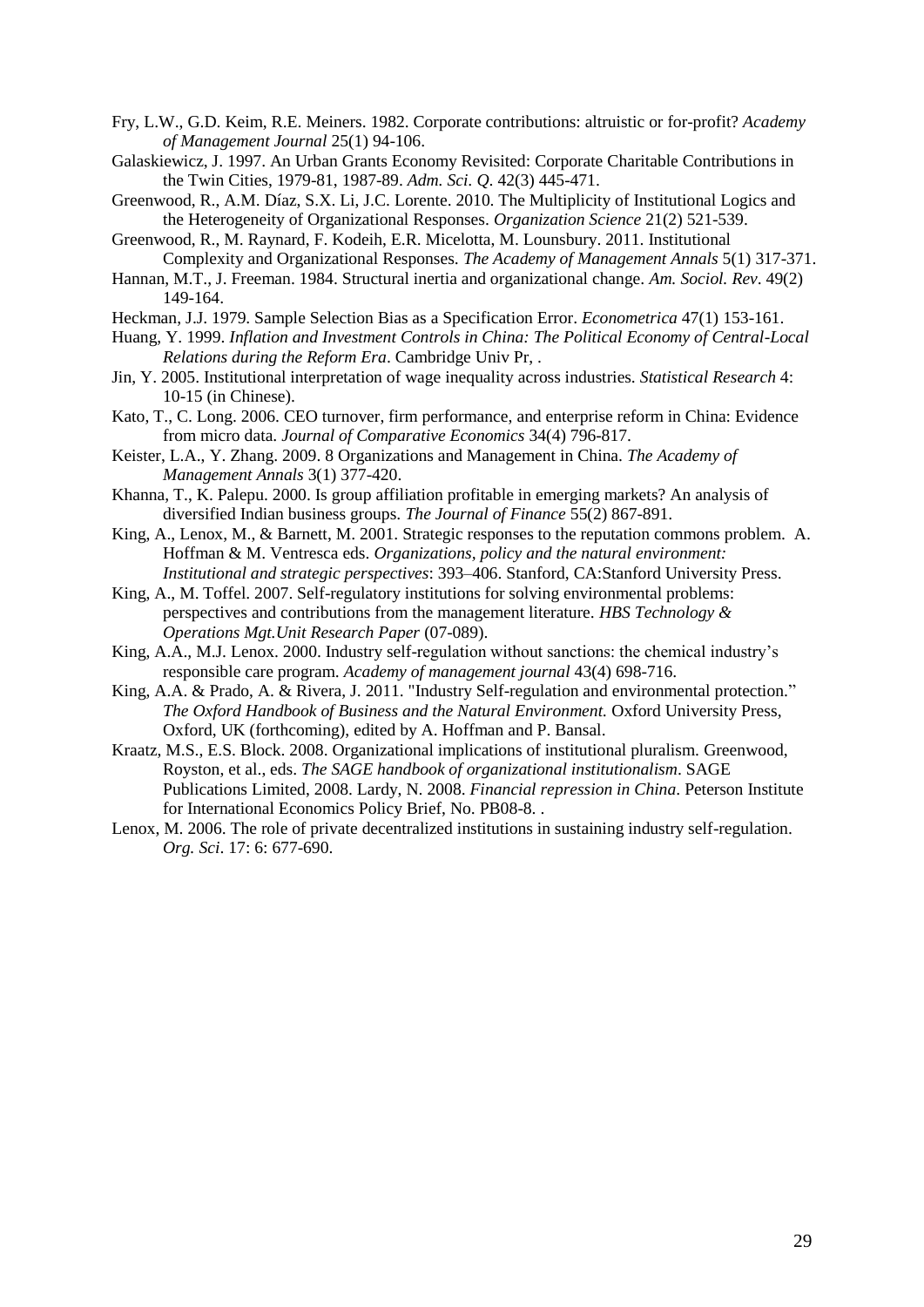Fry, L.W., G.D. Keim, R.E. Meiners. 1982. Corporate contributions: altruistic or for-profit? *Academy of Management Journal* 25(1) 94-106.

Galaskiewicz, J. 1997. An Urban Grants Economy Revisited: Corporate Charitable Contributions in the Twin Cities, 1979-81, 1987-89. *Adm. Sci. Q*. 42(3) 445-471.

Greenwood, R., A.M. Díaz, S.X. Li, J.C. Lorente. 2010. The Multiplicity of Institutional Logics and the Heterogeneity of Organizational Responses. *Organization Science* 21(2) 521-539.

Greenwood, R., M. Raynard, F. Kodeih, E.R. Micelotta, M. Lounsbury. 2011. Institutional Complexity and Organizational Responses. *The Academy of Management Annals* 5(1) 317-371.

Hannan, M.T., J. Freeman. 1984. Structural inertia and organizational change. *Am. Sociol. Rev*. 49(2) 149-164.

Heckman, J.J. 1979. Sample Selection Bias as a Specification Error. *Econometrica* 47(1) 153-161.

Huang, Y. 1999. *Inflation and Investment Controls in China: The Political Economy of Central-Local Relations during the Reform Era*. Cambridge Univ Pr, .

Jin, Y. 2005. Institutional interpretation of wage inequality across industries. *Statistical Research* 4: 10-15 (in Chinese).

Kato, T., C. Long. 2006. CEO turnover, firm performance, and enterprise reform in China: Evidence from micro data. *Journal of Comparative Economics* 34(4) 796-817.

Keister, L.A., Y. Zhang. 2009. 8 Organizations and Management in China. *The Academy of Management Annals* 3(1) 377-420.

Khanna, T., K. Palepu. 2000. Is group affiliation profitable in emerging markets? An analysis of diversified Indian business groups. *The Journal of Finance* 55(2) 867-891.

King, A., Lenox, M., & Barnett, M. 2001. Strategic responses to the reputation commons problem. A. Hoffman & M. Ventresca eds. *Organizations, policy and the natural environment: Institutional and strategic perspectives*: 393–406. Stanford, CA:Stanford University Press.

King, A., M. Toffel. 2007. Self-regulatory institutions for solving environmental problems: perspectives and contributions from the management literature. *HBS Technology & Operations Mgt.Unit Research Paper* (07-089).

King, A.A., M.J. Lenox. 2000. Industry self-regulation without sanctions: the chemical industry's responsible care program. *Academy of management journal* 43(4) 698-716.

King, A.A. & Prado, A. & Rivera, J. 2011. "Industry Self-regulation and environmental protection." *The Oxford Handbook of Business and the Natural Environment.* Oxford University Press, Oxford, UK (forthcoming), edited by A. Hoffman and P. Bansal.

Kraatz, M.S., E.S. Block. 2008. Organizational implications of institutional pluralism. Greenwood, Royston, et al., eds. *The SAGE handbook of organizational institutionalism*. SAGE Publications Limited, 2008. Lardy, N. 2008. *Financial repression in China*. Peterson Institute for International Economics Policy Brief, No. PB08-8. .

Lenox, M. 2006. The role of private decentralized institutions in sustaining industry self-regulation. *Org. Sci*. 17: 6: 677-690.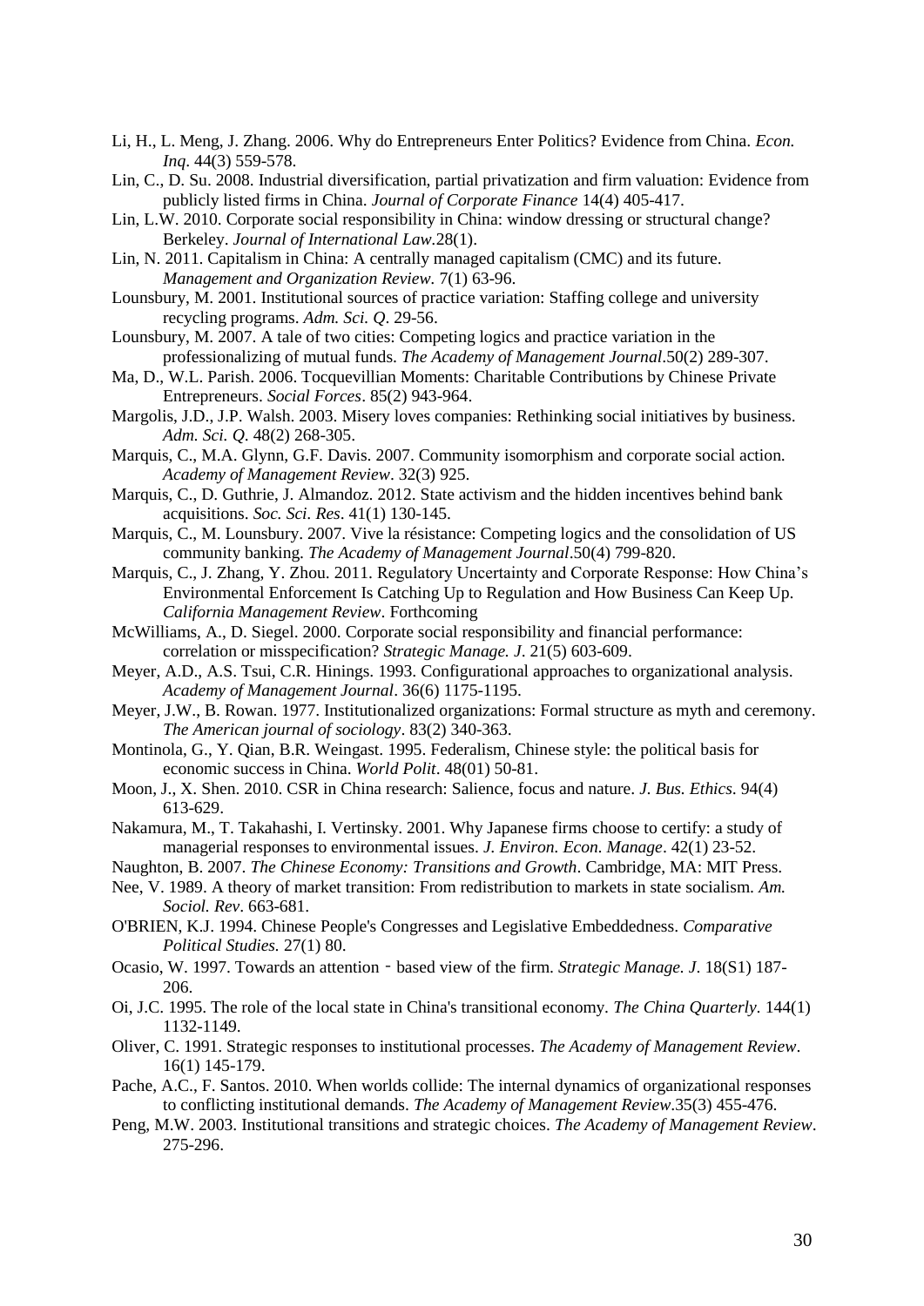Li, H., L. Meng, J. Zhang. 2006. Why do Entrepreneurs Enter Politics? Evidence from China. *Econ. Inq*. 44(3) 559-578.

Lin, C., D. Su. 2008. Industrial diversification, partial privatization and firm valuation: Evidence from publicly listed firms in China. *Journal of Corporate Finance* 14(4) 405-417.

Lin, L.W. 2010. Corporate social responsibility in China: window dressing or structural change? Berkeley. *Journal of International Law*.28(1).

Lin, N. 2011. Capitalism in China: A centrally managed capitalism (CMC) and its future. *Management and Organization Review*. 7(1) 63-96.

Lounsbury, M. 2001. Institutional sources of practice variation: Staffing college and university recycling programs. *Adm. Sci. Q*. 29-56.

Lounsbury, M. 2007. A tale of two cities: Competing logics and practice variation in the professionalizing of mutual funds. *The Academy of Management Journal*.50(2) 289-307.

Ma, D., W.L. Parish. 2006. Tocquevillian Moments: Charitable Contributions by Chinese Private Entrepreneurs. *Social Forces*. 85(2) 943-964.

Margolis, J.D., J.P. Walsh. 2003. Misery loves companies: Rethinking social initiatives by business. *Adm. Sci. Q*. 48(2) 268-305.

Marquis, C., M.A. Glynn, G.F. Davis. 2007. Community isomorphism and corporate social action. *Academy of Management Review*. 32(3) 925.

Marquis, C., D. Guthrie, J. Almandoz. 2012. State activism and the hidden incentives behind bank acquisitions. *Soc. Sci. Res*. 41(1) 130-145.

Marquis, C., M. Lounsbury. 2007. Vive la résistance: Competing logics and the consolidation of US community banking. *The Academy of Management Journal*.50(4) 799-820.

Marquis, C., J. Zhang, Y. Zhou. 2011. Regulatory Uncertainty and Corporate Response: How China's Environmental Enforcement Is Catching Up to Regulation and How Business Can Keep Up. *California Management Review*. Forthcoming

McWilliams, A., D. Siegel. 2000. Corporate social responsibility and financial performance: correlation or misspecification? *Strategic Manage. J*. 21(5) 603-609.

Meyer, A.D., A.S. Tsui, C.R. Hinings. 1993. Configurational approaches to organizational analysis. *Academy of Management Journal*. 36(6) 1175-1195.

Meyer, J.W., B. Rowan. 1977. Institutionalized organizations: Formal structure as myth and ceremony. *The American journal of sociology*. 83(2) 340-363.

Montinola, G., Y. Qian, B.R. Weingast. 1995. Federalism, Chinese style: the political basis for economic success in China. *World Polit*. 48(01) 50-81.

Moon, J., X. Shen. 2010. CSR in China research: Salience, focus and nature. *J. Bus. Ethics*. 94(4) 613-629.

Nakamura, M., T. Takahashi, I. Vertinsky. 2001. Why Japanese firms choose to certify: a study of managerial responses to environmental issues. *J. Environ. Econ. Manage*. 42(1) 23-52.

Naughton, B. 2007. *The Chinese Economy: Transitions and Growth*. Cambridge, MA: MIT Press.

Nee, V. 1989. A theory of market transition: From redistribution to markets in state socialism. *Am. Sociol. Rev*. 663-681.

O'BRIEN, K.J. 1994. Chinese People's Congresses and Legislative Embeddedness. *Comparative Political Studies*. 27(1) 80.

Ocasio, W. 1997. Towards an attention‐based view of the firm. *Strategic Manage. J*. 18(S1) 187-206.

Oi, J.C. 1995. The role of the local state in China's transitional economy. *The China Quarterly*. 144(1) 1132-1149.

Oliver, C. 1991. Strategic responses to institutional processes. *The Academy of Management Review*. 16(1) 145-179.

Pache, A.C., F. Santos. 2010. When worlds collide: The internal dynamics of organizational responses to conflicting institutional demands. *The Academy of Management Review*.35(3) 455-476.

Peng, M.W. 2003. Institutional transitions and strategic choices. *The Academy of Management Review*. 275-296.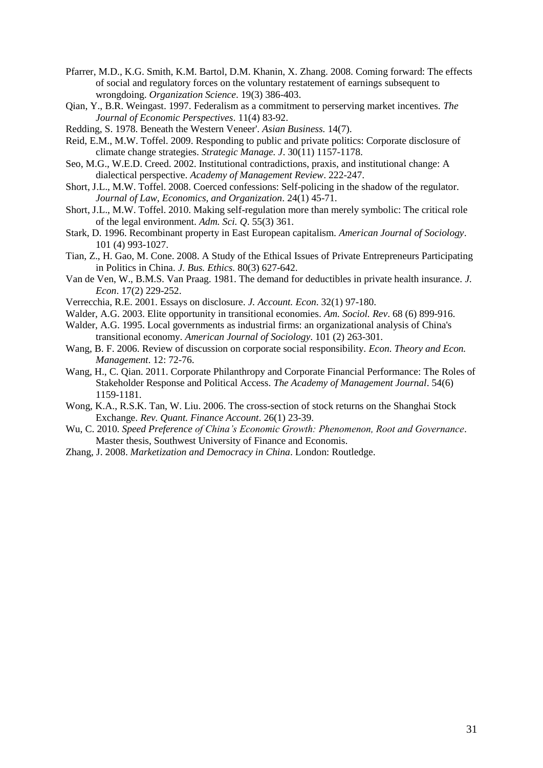Pfarrer, M.D., K.G. Smith, K.M. Bartol, D.M. Khanin, X. Zhang. 2008. Coming forward: The effects of social and regulatory forces on the voluntary restatement of earnings subsequent to wrongdoing. *Organization Science*. 19(3) 386-403.

Qian, Y., B.R. Weingast. 1997. Federalism as a commitment to perserving market incentives. *The Journal of Economic Perspectives*. 11(4) 83-92.

Redding, S. 1978. Beneath the Western Veneer'. *Asian Business.* 14(7).

Reid, E.M., M.W. Toffel. 2009. Responding to public and private politics: Corporate disclosure of climate change strategies. *Strategic Manage. J*. 30(11) 1157-1178.

Seo, M.G., W.E.D. Creed. 2002. Institutional contradictions, praxis, and institutional change: A dialectical perspective. *Academy of Management Review*. 222-247.

Short, J.L., M.W. Toffel. 2008. Coerced confessions: Self-policing in the shadow of the regulator. *Journal of Law, Economics, and Organization*. 24(1) 45-71.

Short, J.L., M.W. Toffel. 2010. Making self-regulation more than merely symbolic: The critical role of the legal environment. *Adm. Sci. Q*. 55(3) 361.

Stark, D. 1996. Recombinant property in East European capitalism. *American Journal of Sociology*. 101 (4) 993-1027.

Tian, Z., H. Gao, M. Cone. 2008. A Study of the Ethical Issues of Private Entrepreneurs Participating in Politics in China. *J. Bus. Ethics*. 80(3) 627-642.

Van de Ven, W., B.M.S. Van Praag. 1981. The demand for deductibles in private health insurance. *J. Econ*. 17(2) 229-252.

Verrecchia, R.E. 2001. Essays on disclosure. *J. Account. Econ*. 32(1) 97-180.

Walder, A.G. 2003. Elite opportunity in transitional economies. *Am. Sociol. Rev*. 68 (6) 899-916.

Walder, A.G. 1995. Local governments as industrial firms: an organizational analysis of China's transitional economy. *American Journal of Sociology*. 101 (2) 263-301.

Wang, B. F. 2006. Review of discussion on corporate social responsibility. *Econ. Theory and Econ. Management*. 12: 72-76.

Wang, H., C. Qian. 2011. Corporate Philanthropy and Corporate Financial Performance: The Roles of Stakeholder Response and Political Access. *The Academy of Management Journal*. 54(6) 1159-1181.

Wong, K.A., R.S.K. Tan, W. Liu. 2006. The cross-section of stock returns on the Shanghai Stock Exchange. *Rev. Quant. Finance Account*. 26(1) 23-39.

Wu, C. 2010. *Speed Preference of China's Economic Growth: Phenomenon, Root and Governance*. Master thesis, Southwest University of Finance and Economis.

Zhang, J. 2008. *Marketization and Democracy in China*. London: Routledge.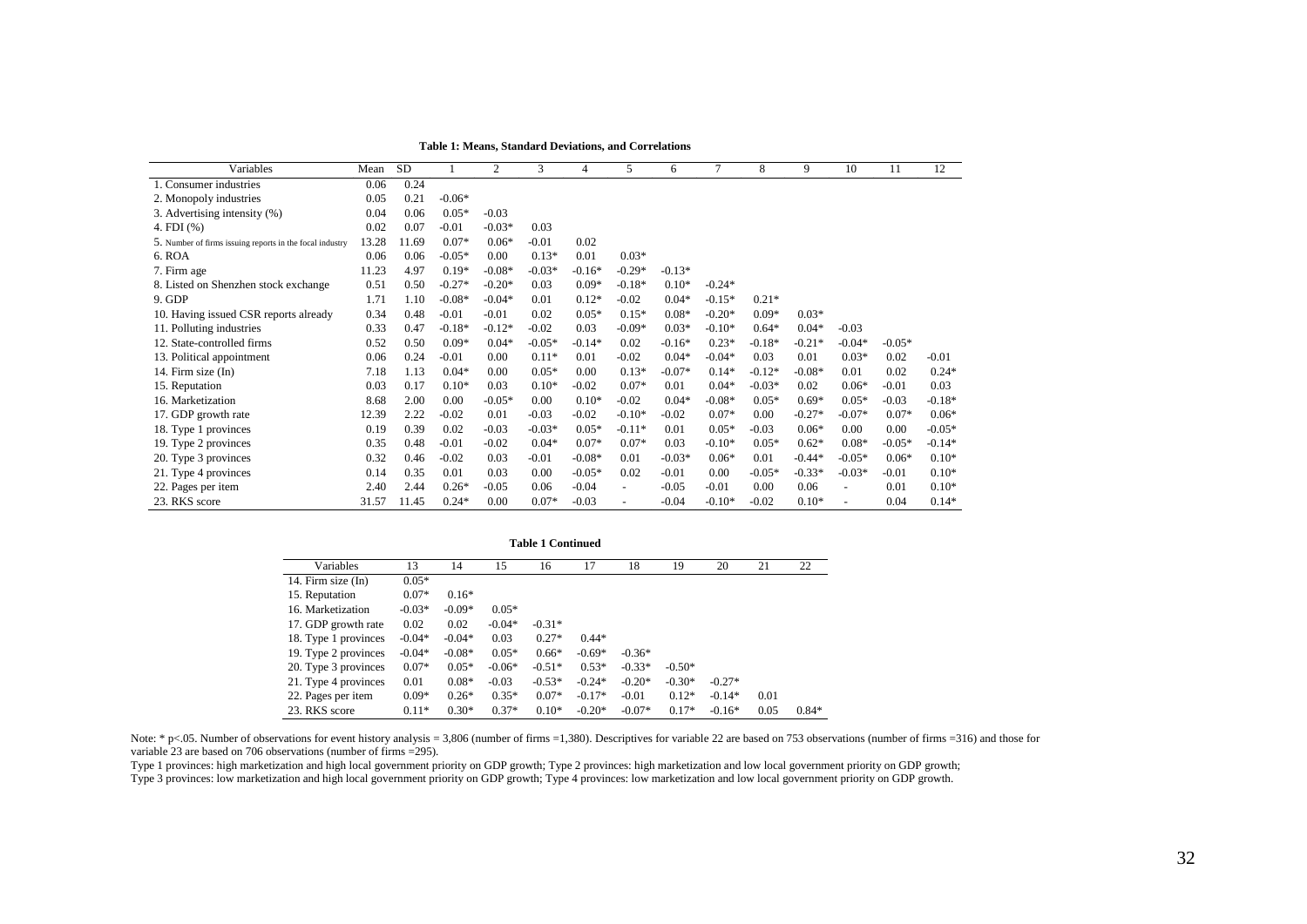**Table 1: Means, Standard Deviations, and Correlations**

| Variables | Mean | SD | 1 | 2 | 3 | 4 | 5 | 6 | 7 | 8 | 9 | 10 | 11 | 12 |
|---|---|---|---|---|---|---|---|---|---|---|---|---|---|---|
| 1. Consumer industries | 0.06 | 0.24 | | | | | | | | | | | | |
| 2. Monopoly industries | 0.05 | 0.21 | -0.06* | | | | | | | | | | | |
| 3. Advertising intensity (%) | 0.04 | 0.06 | 0.05* | -0.03 | | | | | | | | | | |
| 4. FDI (%) | 0.02 | 0.07 | -0.01 | -0.03* | 0.03 | | | | | | | | | |
| 5. Number of firms issuing reports in the focal industry | 13.28 | 11.69 | 0.07* | 0.06* | -0.01 | 0.02 | | | | | | | | |
| 6. ROA | 0.06 | 0.06 | -0.05* | 0.00 | 0.13* | 0.01 | 0.03* | | | | | | | |
| 7. Firm age | 11.23 | 4.97 | 0.19* | -0.08* | -0.03* | -0.16* | -0.29* | -0.13* | | | | | | |
| 8. Listed on Shenzhen stock exchange | 0.51 | 0.50 | -0.27* | -0.20* | 0.03 | 0.09* | -0.18* | 0.10* | -0.24* | | | | | |
| 9. GDP | 1.71 | 1.10 | -0.08* | -0.04* | 0.01 | 0.12* | -0.02 | 0.04* | -0.15* | 0.21* | | | | |
| 10. Having issued CSR reports already | 0.34 | 0.48 | -0.01 | -0.01 | 0.02 | 0.05* | 0.15* | 0.08* | -0.20* | 0.09* | 0.03* | | | |
| 11. Polluting industries | 0.33 | 0.47 | -0.18* | -0.12* | -0.02 | 0.03 | -0.09* | 0.03* | -0.10* | 0.64* | 0.04* | -0.03 | | |
| 12. State-controlled firms | 0.52 | 0.50 | 0.09* | 0.04* | -0.05* | -0.14* | 0.02 | -0.16* | 0.23* | -0.18* | -0.21* | -0.04* | -0.05* | |
| 13. Political appointment | 0.06 | 0.24 | -0.01 | 0.00 | 0.11* | 0.01 | -0.02 | 0.04* | -0.04* | 0.03 | 0.01 | 0.03* | 0.02 | -0.01 |
| 14. Firm size (ln) | 7.18 | 1.13 | 0.04* | 0.00 | 0.05* | 0.00 | 0.13* | -0.07* | 0.14* | -0.12* | -0.08* | 0.01 | 0.02 | 0.24* |
| 15. Reputation | 0.03 | 0.17 | 0.10* | 0.03 | 0.10* | -0.02 | 0.07* | 0.01 | 0.04* | -0.03* | 0.02 | 0.06* | -0.01 | 0.03 |
| 16. Marketization | 8.68 | 2.00 | 0.00 | -0.05* | 0.00 | 0.10* | -0.02 | 0.04* | -0.08* | 0.05* | 0.69* | 0.05* | -0.03 | -0.18* |
| 17. GDP growth rate | 12.39 | 2.22 | -0.02 | 0.01 | -0.03 | -0.02 | -0.10* | -0.02 | 0.07* | 0.00 | -0.27* | -0.07* | 0.07* | 0.06* |
| 18. Type 1 provinces | 0.19 | 0.39 | 0.02 | -0.03 | -0.03* | 0.05* | -0.11* | 0.01 | 0.05* | -0.03 | 0.06* | 0.00 | 0.00 | -0.05* |
| 19. Type 2 provinces | 0.35 | 0.48 | -0.01 | -0.02 | 0.04* | 0.07* | 0.07* | 0.03 | -0.10* | 0.05* | 0.62* | 0.08* | -0.05* | -0.14* |
| 20. Type 3 provinces | 0.32 | 0.46 | -0.02 | 0.03 | -0.01 | -0.08* | 0.01 | -0.03* | 0.06* | 0.01 | -0.44* | -0.05* | 0.06* | 0.10* |
| 21. Type 4 provinces | 0.14 | 0.35 | 0.01 | 0.03 | 0.00 | -0.05* | 0.02 | -0.01 | 0.00 | -0.05* | -0.33* | -0.03* | -0.01 | 0.10* |
| 22. Pages per item | 2.40 | 2.44 | 0.26* | -0.05 | 0.06 | -0.04 | - | -0.05 | -0.01 | 0.00 | 0.06 | - | 0.01 | 0.10* |
| 23. RKS score | 31.57 | 11.45 | 0.24* | 0.00 | 0.07* | -0.03 | - | -0.04 | -0.10* | -0.02 | 0.10* | - | 0.04 | 0.14* |

**Table 1 Continued**

| Variables | 13 | 14 | 15 | 16 | 17 | 18 | 19 | 20 | 21 | 22 |
|---|---|---|---|---|---|---|---|---|---|---|
| 14. Firm size (ln) | 0.05* | | | | | | | | | |
| 15. Reputation | 0.07* | 0.16* | | | | | | | | |
| 16. Marketization | -0.03* | -0.09* | 0.05* | | | | | | | |
| 17. GDP growth rate | 0.02 | 0.02 | -0.04* | -0.31* | | | | | | |
| 18. Type 1 provinces | -0.04* | -0.04* | 0.03 | 0.27* | 0.44* | | | | | |
| 19. Type 2 provinces | -0.04* | -0.08* | 0.05* | 0.66* | -0.69* | -0.36* | | | | |
| 20. Type 3 provinces | 0.07* | 0.05* | -0.06* | -0.51* | 0.53* | -0.33* | -0.50* | | | |
| 21. Type 4 provinces | 0.01 | 0.08* | -0.03 | -0.53* | -0.24* | -0.20* | -0.30* | -0.27* | | |
| 22. Pages per item | 0.09* | 0.26* | 0.35* | 0.07* | -0.17* | -0.01 | 0.12* | -0.14* | 0.01 | |
| 23. RKS score | 0.11* | 0.30* | 0.37* | 0.10* | -0.20* | -0.07* | 0.17* | -0.16* | 0.05 | 0.84* |

Note: * p<.05. Number of observations for event history analysis = 3,806 (number of firms =1,380). Descriptives for variable 22 are based on 753 observations (number of firms =316) and those for variable 23 are based on 706 observations (number of firms =295).

Type 1 provinces: high marketization and high local government priority on GDP growth; Type 2 provinces: high marketization and low local government priority on GDP growth; Type 3 provinces: low marketization and high local government priority on GDP growth; Type 4 provinces: low marketization and low local government priority on GDP growth.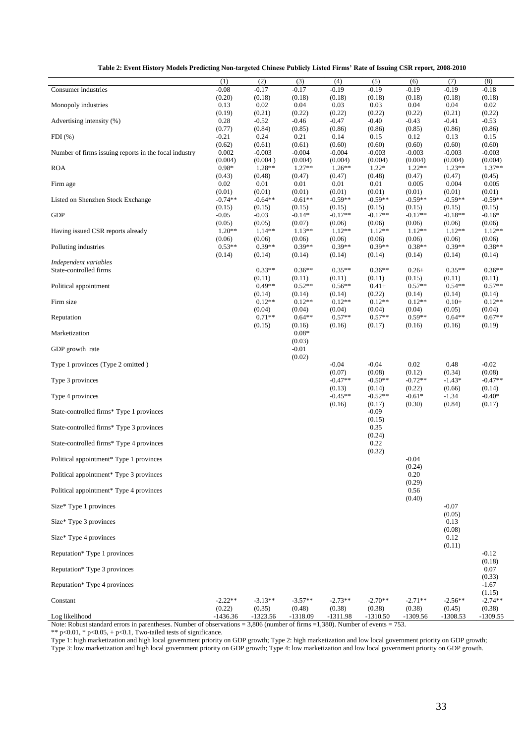**Table 2: Event History Models Predicting Non-targeted Chinese Publicly Listed Firms' Rate of Issuing CSR report, 2008-2010**

| | (1) | (2) | (3) | (4) | (5) | (6) | (7) | (8) |
|---|---|---|---|---|---|---|---|---|
| Consumer industries | -0.08 | -0.17 | -0.17 | -0.19 | -0.19 | -0.19 | -0.19 | -0.18 |
| | (0.20) | (0.18) | (0.18) | (0.18) | (0.18) | (0.18) | (0.18) | (0.18) |
| Monopoly industries | 0.13 | 0.02 | 0.04 | 0.03 | 0.03 | 0.04 | 0.04 | 0.02 |
| | (0.19) | (0.21) | (0.22) | (0.22) | (0.22) | (0.22) | (0.21) | (0.22) |
| Advertising intensity (%) | 0.28 | -0.52 | -0.46 | -0.47 | -0.40 | -0.43 | -0.41 | -0.53 |
| | (0.77) | (0.84) | (0.85) | (0.86) | (0.86) | (0.85) | (0.86) | (0.86) |
| FDI (%) | -0.21 | 0.24 | 0.21 | 0.14 | 0.15 | 0.12 | 0.13 | 0.15 |
| | (0.62) | (0.61) | (0.61) | (0.60) | (0.60) | (0.60) | (0.60) | (0.60) |
| Number of firms issuing reports in the focal industry | 0.002 | -0.003 | -0.004 | -0.004 | -0.003 | -0.003 | -0.003 | -0.003 |
| | (0.004) | (0.004 ) | (0.004) | (0.004) | (0.004) | (0.004) | (0.004) | (0.004) |
| ROA | 0.98* | 1.28** | 1.27** | 1.26** | 1.22* | 1.22** | 1.23** | 1.37** |
| | (0.43) | (0.48) | (0.47) | (0.47) | (0.48) | (0.47) | (0.47) | (0.45) |
| Firm age | 0.02 | 0.01 | 0.01 | 0.01 | 0.01 | 0.005 | 0.004 | 0.005 |
| | (0.01) | (0.01) | (0.01) | (0.01) | (0.01) | (0.01) | (0.01) | (0.01) |
| Listed on Shenzhen Stock Exchange | -0.74** | -0.64** | -0.61** | -0.59** | -0.59** | -0.59** | -0.59** | -0.59** |
| | (0.15) | (0.15) | (0.15) | (0.15) | (0.15) | (0.15) | (0.15) | (0.15) |
| GDP | -0.05 | -0.03 | -0.14* | -0.17** | -0.17** | -0.17** | -0.18** | -0.16* |
| | (0.05) | (0.05) | (0.07) | (0.06) | (0.06) | (0.06) | (0.06) | (0.06) |
| Having issued CSR reports already | 1.20** | 1.14** | 1.13** | 1.12** | 1.12** | 1.12** | 1.12** | 1.12** |
| | (0.06) | (0.06) | (0.06) | (0.06) | (0.06) | (0.06) | (0.06) | (0.06) |
| Polluting industries | 0.53** | 0.39** | 0.39** | 0.39** | 0.39** | 0.38** | 0.39** | 0.38** |
| | (0.14) | (0.14) | (0.14) | (0.14) | (0.14) | (0.14) | (0.14) | (0.14) |
| *Independent variables* | | | | | | | | |
| State-controlled firms | | 0.33** | 0.36** | 0.35** | 0.36** | 0.26+ | 0.35** | 0.36** |
| | | (0.11) | (0.11) | (0.11) | (0.11) | (0.15) | (0.11) | (0.11) |
| Political appointment | | 0.49** | 0.52** | 0.56** | 0.41+ | 0.57** | 0.54** | 0.57** |
| | | (0.14) | (0.14) | (0.14) | (0.22) | (0.14) | (0.14) | (0.14) |
| Firm size | | 0.12** | 0.12** | 0.12** | 0.12** | 0.12** | 0.10+ | 0.12** |
| | | (0.04) | (0.04) | (0.04) | (0.04) | (0.04) | (0.05) | (0.04) |
| Reputation | | 0.71** | 0.64** | 0.57** | 0.57** | 0.59** | 0.64** | 0.67** |
| | | (0.15) | (0.16) | (0.16) | (0.17) | (0.16) | (0.16) | (0.19) |
| Marketization | | | 0.08* | | | | | |
| | | | (0.03) | | | | | |
| GDP growth rate | | | -0.01 | | | | | |
| | | | (0.02) | | | | | |
| Type 1 provinces (Type 2 omitted ) | | | | -0.04 | -0.04 | 0.02 | 0.48 | -0.02 |
| | | | | (0.07) | (0.08) | (0.12) | (0.34) | (0.08) |
| Type 3 provinces | | | | -0.47** | -0.50** | -0.72** | -1.43* | -0.47** |
| | | | | (0.13) | (0.14) | (0.22) | (0.66) | (0.14) |
| Type 4 provinces | | | | -0.45** | -0.52** | -0.61* | -1.34 | -0.40* |
| | | | | (0.16) | (0.17) | (0.30) | (0.84) | (0.17) |
| State-controlled firms* Type 1 provinces | | | | | -0.09 | | | |
| | | | | | (0.15) | | | |
| State-controlled firms* Type 3 provinces | | | | | 0.35 | | | |
| | | | | | (0.24) | | | |
| State-controlled firms* Type 4 provinces | | | | | 0.22 | | | |
| | | | | | (0.32) | | | |
| Political appointment* Type 1 provinces | | | | | | -0.04 | | |
| | | | | | | (0.24) | | |
| Political appointment* Type 3 provinces | | | | | | 0.20 | | |
| | | | | | | (0.29) | | |
| Political appointment* Type 4 provinces | | | | | | 0.56 | | |
| | | | | | | (0.40) | | |
| Size* Type 1 provinces | | | | | | | -0.07 | |
| | | | | | | | (0.05) | |
| Size* Type 3 provinces | | | | | | | 0.13 | |
| | | | | | | | (0.08) | |
| Size* Type 4 provinces | | | | | | | 0.12 | |
| | | | | | | | (0.11) | |
| Reputation* Type 1 provinces | | | | | | | | -0.12 |
| | | | | | | | | (0.18) |
| Reputation* Type 3 provinces | | | | | | | | 0.07 |
| | | | | | | | | (0.33) |
| Reputation* Type 4 provinces | | | | | | | | -1.67 |
| | | | | | | | | (1.15) |
| Constant | -2.22** | -3.13** | -3.57** | -2.73** | -2.70** | -2.71** | -2.56** | -2.74** |
| | (0.22) | (0.35) | (0.48) | (0.38) | (0.38) | (0.38) | (0.45) | (0.38) |
| Log likelihood | -1436.36 | -1323.56 | -1318.09 | -1311.98 | -1310.50 | -1309.56 | -1308.53 | -1309.55 |

Note: Robust standard errors in parentheses. Number of observations = 3,806 (number of firms =1,380). Number of events = 753.

** p<0.01, * p<0.05, + p<0.1, Two-tailed tests of significance.

Type 1: high marketization and high local government priority on GDP growth; Type 2: high marketization and low local government priority on GDP growth; Type 3: low marketization and high local government priority on GDP growth; Type 4: low marketization and low local government priority on GDP growth.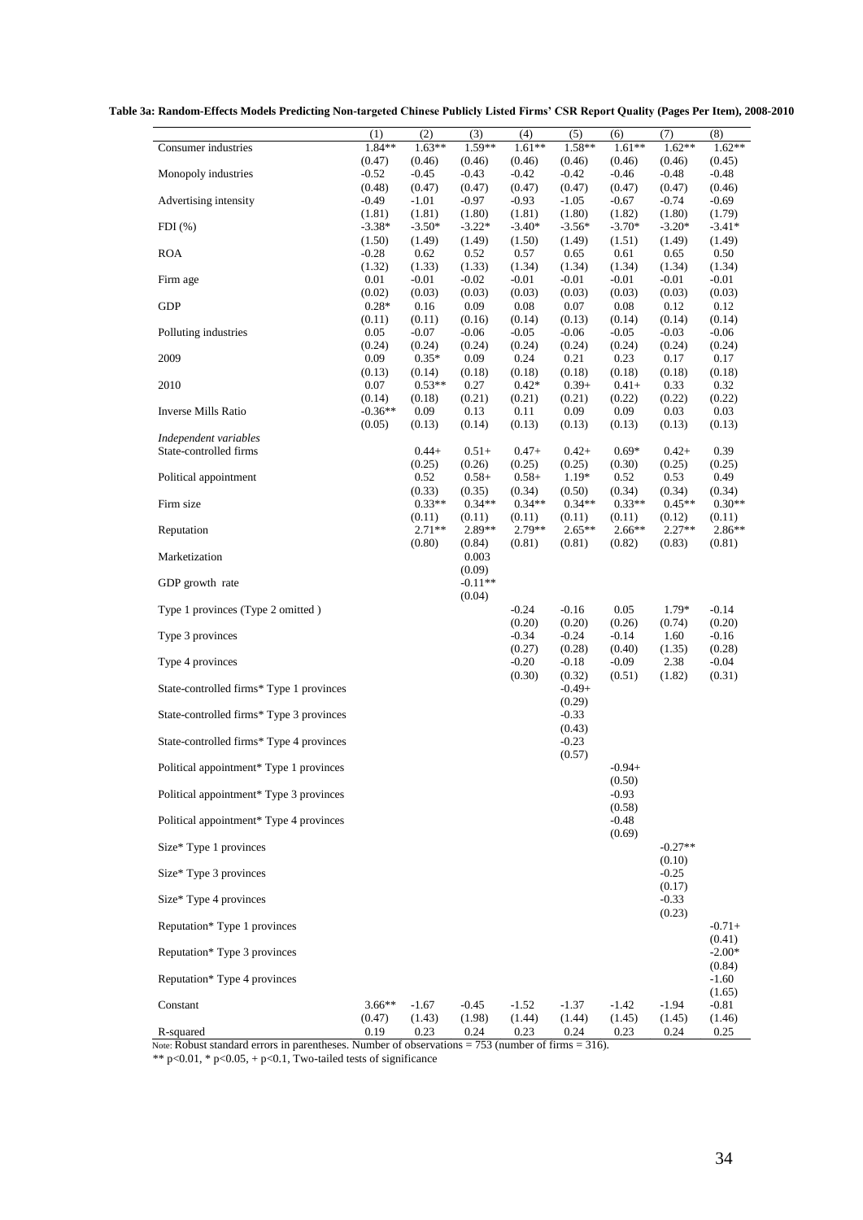**Table 3a: Random-Effects Models Predicting Non-targeted Chinese Publicly Listed Firms' CSR Report Quality (Pages Per Item), 2008-2010**

| | (1) | (2) | (3) | (4) | (5) | (6) | (7) | (8) |
|---|---|---|---|---|---|---|---|---|
| Consumer industries | 1.84** | 1.63** | 1.59** | 1.61** | 1.58** | 1.61** | 1.62** | 1.62** |
| | (0.47) | (0.46) | (0.46) | (0.46) | (0.46) | (0.46) | (0.46) | (0.45) |
| Monopoly industries | -0.52 | -0.45 | -0.43 | -0.42 | -0.42 | -0.46 | -0.48 | -0.48 |
| | (0.48) | (0.47) | (0.47) | (0.47) | (0.47) | (0.47) | (0.47) | (0.46) |
| Advertising intensity | -0.49 | -1.01 | -0.97 | -0.93 | -1.05 | -0.67 | -0.74 | -0.69 |
| | (1.81) | (1.81) | (1.80) | (1.81) | (1.80) | (1.82) | (1.80) | (1.79) |
| FDI (%) | -3.38* | -3.50* | -3.22* | -3.40* | -3.56* | -3.70* | -3.20* | -3.41* |
| | (1.50) | (1.49) | (1.49) | (1.50) | (1.49) | (1.51) | (1.49) | (1.49) |
| ROA | -0.28 | 0.62 | 0.52 | 0.57 | 0.65 | 0.61 | 0.65 | 0.50 |
| | (1.32) | (1.33) | (1.33) | (1.34) | (1.34) | (1.34) | (1.34) | (1.34) |
| Firm age | 0.01 | -0.01 | -0.02 | -0.01 | -0.01 | -0.01 | -0.01 | -0.01 |
| | (0.02) | (0.03) | (0.03) | (0.03) | (0.03) | (0.03) | (0.03) | (0.03) |
| GDP | 0.28* | 0.16 | 0.09 | 0.08 | 0.07 | 0.08 | 0.12 | 0.12 |
| | (0.11) | (0.11) | (0.16) | (0.14) | (0.13) | (0.14) | (0.14) | (0.14) |
| Polluting industries | 0.05 | -0.07 | -0.06 | -0.05 | -0.06 | -0.05 | -0.03 | -0.06 |
| | (0.24) | (0.24) | (0.24) | (0.24) | (0.24) | (0.24) | (0.24) | (0.24) |
| 2009 | 0.09 | 0.35* | 0.09 | 0.24 | 0.21 | 0.23 | 0.17 | 0.17 |
| | (0.13) | (0.14) | (0.18) | (0.18) | (0.18) | (0.18) | (0.18) | (0.18) |
| 2010 | 0.07 | 0.53** | 0.27 | 0.42* | 0.39+ | 0.41+ | 0.33 | 0.32 |
| | (0.14) | (0.18) | (0.21) | (0.21) | (0.21) | (0.22) | (0.22) | (0.22) |
| Inverse Mills Ratio | -0.36** | 0.09 | 0.13 | 0.11 | 0.09 | 0.09 | 0.03 | 0.03 |
| | (0.05) | (0.13) | (0.14) | (0.13) | (0.13) | (0.13) | (0.13) | (0.13) |
| *Independent variables* | | | | | | | | |
| State-controlled firms | | 0.44+ | 0.51+ | 0.47+ | 0.42+ | 0.69* | 0.42+ | 0.39 |
| | | (0.25) | (0.26) | (0.25) | (0.25) | (0.30) | (0.25) | (0.25) |
| Political appointment | | 0.52 | 0.58+ | 0.58+ | 1.19* | 0.52 | 0.53 | 0.49 |
| | | (0.33) | (0.35) | (0.34) | (0.50) | (0.34) | (0.34) | (0.34) |
| Firm size | | 0.33** | 0.34** | 0.34** | 0.34** | 0.33** | 0.45** | 0.30** |
| | | (0.11) | (0.11) | (0.11) | (0.11) | (0.11) | (0.12) | (0.11) |
| Reputation | | 2.71** | 2.89** | 2.79** | 2.65** | 2.66** | 2.27** | 2.86** |
| | | (0.80) | (0.84) | (0.81) | (0.81) | (0.82) | (0.83) | (0.81) |
| Marketization | | | 0.003 | | | | | |
| | | | (0.09) | | | | | |
| GDP growth rate | | | -0.11** | | | | | |
| | | | (0.04) | | | | | |
| Type 1 provinces (Type 2 omitted ) | | | | -0.24 | -0.16 | 0.05 | 1.79* | -0.14 |
| | | | | (0.20) | (0.20) | (0.26) | (0.74) | (0.20) |
| Type 3 provinces | | | | -0.34 | -0.24 | -0.14 | 1.60 | -0.16 |
| | | | | (0.27) | (0.28) | (0.40) | (1.35) | (0.28) |
| Type 4 provinces | | | | -0.20 | -0.18 | -0.09 | 2.38 | -0.04 |
| | | | | (0.30) | (0.32) | (0.51) | (1.82) | (0.31) |
| State-controlled firms* Type 1 provinces | | | | | -0.49+ | | | |
| | | | | | (0.29) | | | |
| State-controlled firms* Type 3 provinces | | | | | -0.33 | | | |
| | | | | | (0.43) | | | |
| State-controlled firms* Type 4 provinces | | | | | -0.23 | | | |
| | | | | | (0.57) | | | |
| Political appointment* Type 1 provinces | | | | | | -0.94+ | | |
| | | | | | | (0.50) | | |
| Political appointment* Type 3 provinces | | | | | | -0.93 | | |
| | | | | | | (0.58) | | |
| Political appointment* Type 4 provinces | | | | | | -0.48 | | |
| | | | | | | (0.69) | | |
| Size* Type 1 provinces | | | | | | | -0.27** | |
| | | | | | | | (0.10) | |
| Size* Type 3 provinces | | | | | | | -0.25 | |
| | | | | | | | (0.17) | |
| Size* Type 4 provinces | | | | | | | -0.33 | |
| | | | | | | | (0.23) | |
| Reputation* Type 1 provinces | | | | | | | | -0.71+ |
| | | | | | | | | (0.41) |
| Reputation* Type 3 provinces | | | | | | | | -2.00* |
| | | | | | | | | (0.84) |
| Reputation* Type 4 provinces | | | | | | | | -1.60 |
| | | | | | | | | (1.65) |
| Constant | 3.66** | -1.67 | -0.45 | -1.52 | -1.37 | -1.42 | -1.94 | -0.81 |
| | (0.47) | (1.43) | (1.98) | (1.44) | (1.44) | (1.45) | (1.45) | (1.46) |
| R-squared | 0.19 | 0.23 | 0.24 | 0.23 | 0.24 | 0.23 | 0.24 | 0.25 |

Note: Robust standard errors in parentheses. Number of observations = 753 (number of firms = 316).

** p<0.01, * p<0.05, + p<0.1, Two-tailed tests of significance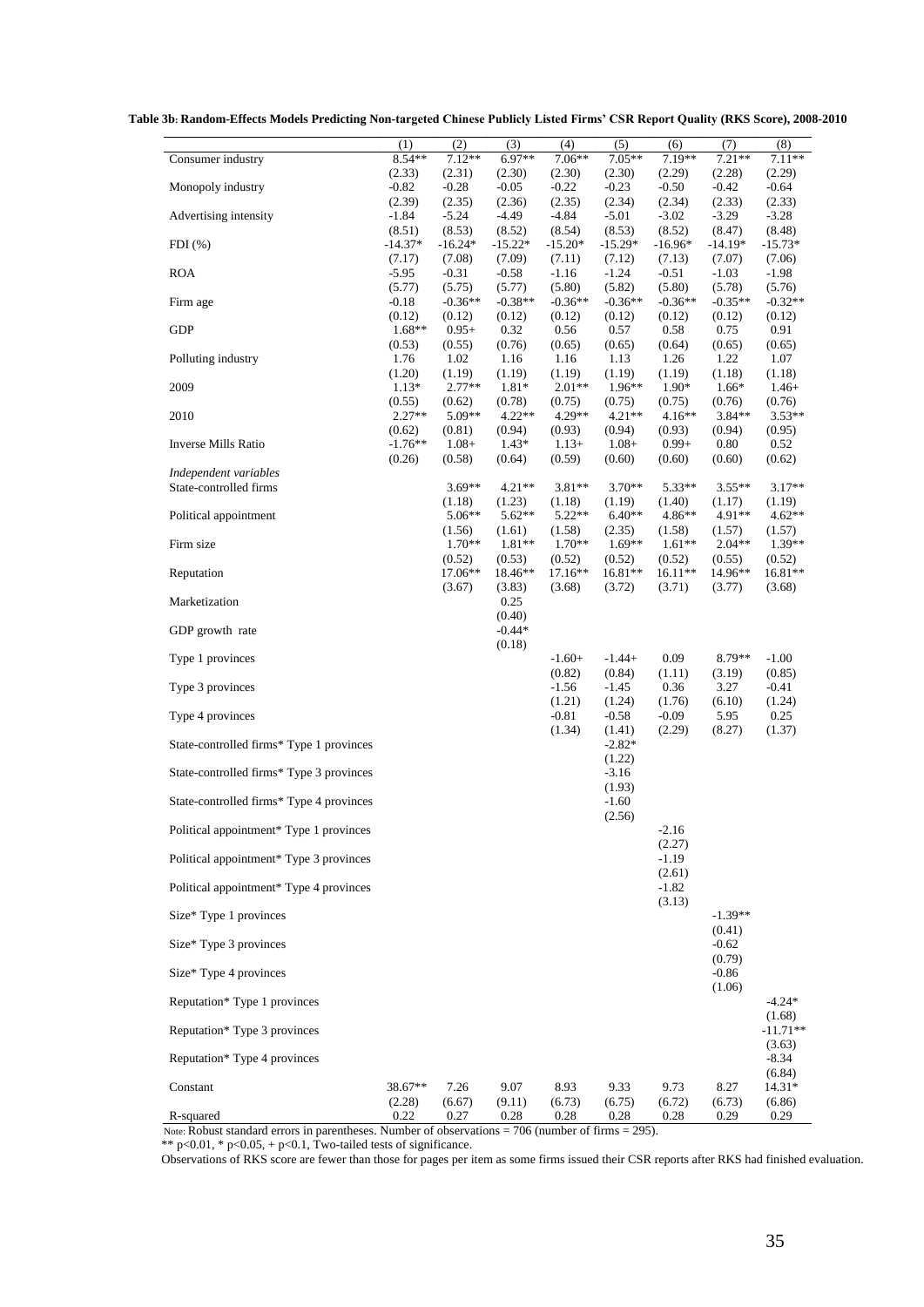**Table 3b: Random-Effects Models Predicting Non-targeted Chinese Publicly Listed Firms' CSR Report Quality (RKS Score), 2008-2010**

| | (1) | (2) | (3) | (4) | (5) | (6) | (7) | (8) |
|---|---|---|---|---|---|---|---|---|
| Consumer industry | 8.54** | 7.12** | 6.97** | 7.06** | 7.05** | 7.19** | 7.21** | 7.11** |
| | (2.33) | (2.31) | (2.30) | (2.30) | (2.30) | (2.29) | (2.28) | (2.29) |
| Monopoly industry | -0.82 | -0.28 | -0.05 | -0.22 | -0.23 | -0.50 | -0.42 | -0.64 |
| | (2.39) | (2.35) | (2.36) | (2.35) | (2.34) | (2.34) | (2.33) | (2.33) |
| Advertising intensity | -1.84 | -5.24 | -4.49 | -4.84 | -5.01 | -3.02 | -3.29 | -3.28 |
| | (8.51) | (8.53) | (8.52) | (8.54) | (8.53) | (8.52) | (8.47) | (8.48) |
| FDI (%) | -14.37* | -16.24* | -15.22* | -15.20* | -15.29* | -16.96* | -14.19* | -15.73* |
| | (7.17) | (7.08) | (7.09) | (7.11) | (7.12) | (7.13) | (7.07) | (7.06) |
| ROA | -5.95 | -0.31 | -0.58 | -1.16 | -1.24 | -0.51 | -1.03 | -1.98 |
| | (5.77) | (5.75) | (5.77) | (5.80) | (5.82) | (5.80) | (5.78) | (5.76) |
| Firm age | -0.18 | -0.36** | -0.38** | -0.36** | -0.36** | -0.36** | -0.35** | -0.32** |
| | (0.12) | (0.12) | (0.12) | (0.12) | (0.12) | (0.12) | (0.12) | (0.12) |
| GDP | 1.68** | 0.95+ | 0.32 | 0.56 | 0.57 | 0.58 | 0.75 | 0.91 |
| | (0.53) | (0.55) | (0.76) | (0.65) | (0.65) | (0.64) | (0.65) | (0.65) |
| Polluting industry | 1.76 | 1.02 | 1.16 | 1.16 | 1.13 | 1.26 | 1.22 | 1.07 |
| | (1.20) | (1.19) | (1.19) | (1.19) | (1.19) | (1.19) | (1.18) | (1.18) |
| 2009 | 1.13* | 2.77** | 1.81* | 2.01** | 1.96** | 1.90* | 1.66* | 1.46+ |
| | (0.55) | (0.62) | (0.78) | (0.75) | (0.75) | (0.75) | (0.76) | (0.76) |
| 2010 | 2.27** | 5.09** | 4.22** | 4.29** | 4.21** | 4.16** | 3.84** | 3.53** |
| | (0.62) | (0.81) | (0.94) | (0.93) | (0.94) | (0.93) | (0.94) | (0.95) |
| Inverse Mills Ratio | -1.76** | 1.08+ | 1.43* | 1.13+ | 1.08+ | 0.99+ | 0.80 | 0.52 |
| | (0.26) | (0.58) | (0.64) | (0.59) | (0.60) | (0.60) | (0.60) | (0.62) |
| *Independent variables* | | | | | | | | |
| State-controlled firms | | 3.69** | 4.21** | 3.81** | 3.70** | 5.33** | 3.55** | 3.17** |
| | | (1.18) | (1.23) | (1.18) | (1.19) | (1.40) | (1.17) | (1.19) |
| Political appointment | | 5.06** | 5.62** | 5.22** | 6.40** | 4.86** | 4.91** | 4.62** |
| | | (1.56) | (1.61) | (1.58) | (2.35) | (1.58) | (1.57) | (1.57) |
| Firm size | | 1.70** | 1.81** | 1.70** | 1.69** | 1.61** | 2.04** | 1.39** |
| | | (0.52) | (0.53) | (0.52) | (0.52) | (0.52) | (0.55) | (0.52) |
| Reputation | | 17.06** | 18.46** | 17.16** | 16.81** | 16.11** | 14.96** | 16.81** |
| | | (3.67) | (3.83) | (3.68) | (3.72) | (3.71) | (3.77) | (3.68) |
| Marketization | | | 0.25 | | | | | |
| | | | (0.40) | | | | | |
| GDP growth rate | | | -0.44* | | | | | |
| | | | (0.18) | | | | | |
| Type 1 provinces | | | | -1.60+ | -1.44+ | 0.09 | 8.79** | -1.00 |
| | | | | (0.82) | (0.84) | (1.11) | (3.19) | (0.85) |
| Type 3 provinces | | | | -1.56 | -1.45 | 0.36 | 3.27 | -0.41 |
| | | | | (1.21) | (1.24) | (1.76) | (6.10) | (1.24) |
| Type 4 provinces | | | | -0.81 | -0.58 | -0.09 | 5.95 | 0.25 |
| | | | | (1.34) | (1.41) | (2.29) | (8.27) | (1.37) |
| State-controlled firms* Type 1 provinces | | | | | -2.82* | | | |
| | | | | | (1.22) | | | |
| State-controlled firms* Type 3 provinces | | | | | -3.16 | | | |
| | | | | | (1.93) | | | |
| State-controlled firms* Type 4 provinces | | | | | -1.60 | | | |
| | | | | | (2.56) | | | |
| Political appointment* Type 1 provinces | | | | | | -2.16 | | |
| | | | | | | (2.27) | | |
| Political appointment* Type 3 provinces | | | | | | -1.19 | | |
| | | | | | | (2.61) | | |
| Political appointment* Type 4 provinces | | | | | | -1.82 | | |
| | | | | | | (3.13) | | |
| Size* Type 1 provinces | | | | | | | -1.39** | |
| | | | | | | | (0.41) | |
| Size* Type 3 provinces | | | | | | | -0.62 | |
| | | | | | | | (0.79) | |
| Size* Type 4 provinces | | | | | | | -0.86 | |
| | | | | | | | (1.06) | |
| Reputation* Type 1 provinces | | | | | | | | -4.24* |
| | | | | | | | | (1.68) |
| Reputation* Type 3 provinces | | | | | | | | -11.71** |
| | | | | | | | | (3.63) |
| Reputation* Type 4 provinces | | | | | | | | -8.34 |
| | | | | | | | | (6.84) |
| Constant | 38.67** | 7.26 | 9.07 | 8.93 | 9.33 | 9.73 | 8.27 | 14.31* |
| | (2.28) | (6.67) | (9.11) | (6.73) | (6.75) | (6.72) | (6.73) | (6.86) |
| R-squared | 0.22 | 0.27 | 0.28 | 0.28 | 0.28 | 0.28 | 0.29 | 0.29 |

Note: Robust standard errors in parentheses. Number of observations = 706 (number of firms = 295).
** p<0.01, * p<0.05, + p<0.1, Two-tailed tests of significance.
Observations of RKS score are fewer than those for pages per item as some firms issued their CSR reports after RKS had finished evaluation.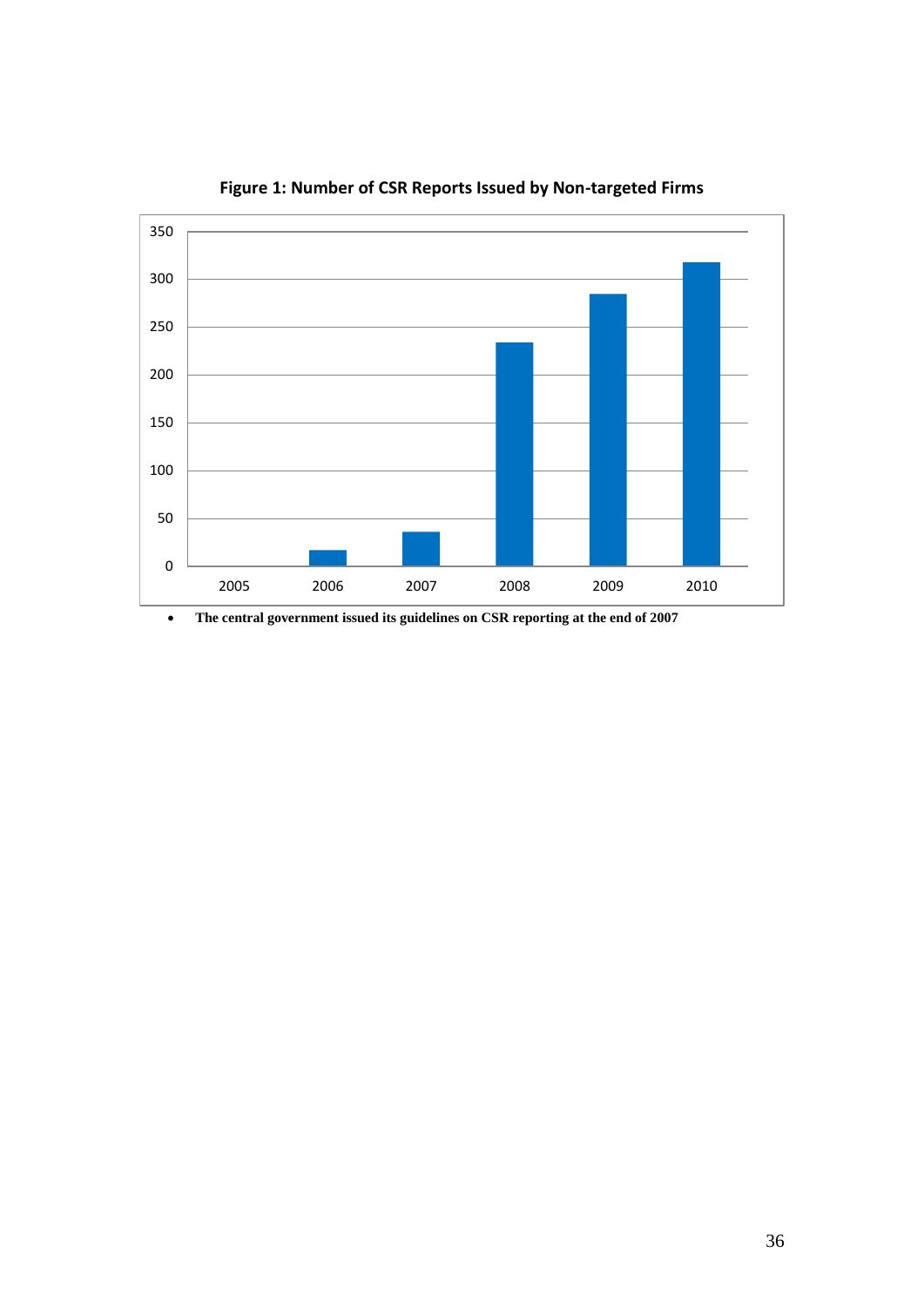**Figure 1: Number of CSR Reports Issued by Non-targeted Firms**

- **The central government issued its guidelines on CSR reporting at the end of 2007**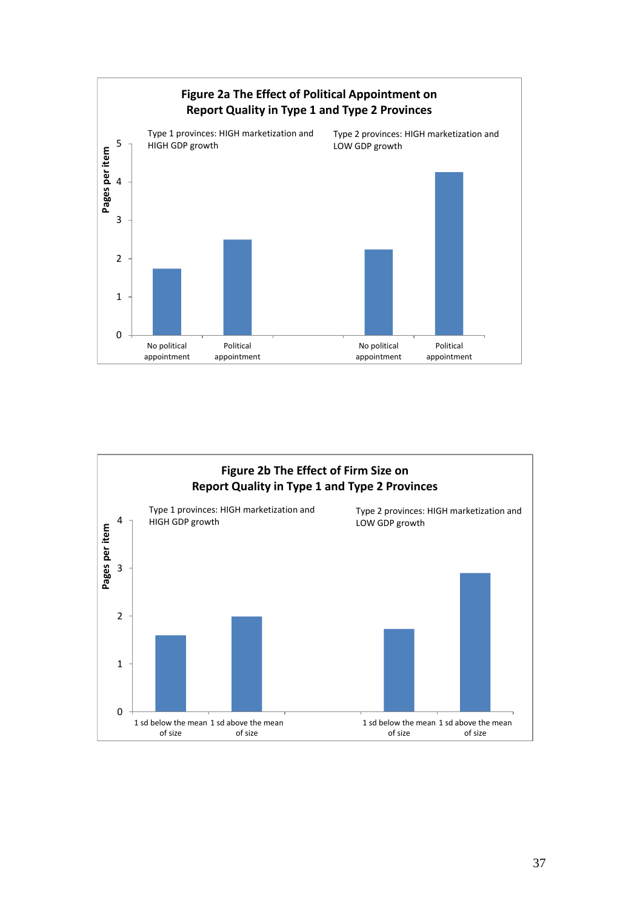**Figure 2a The Effect of Political Appointment on Report Quality in Type 1 and Type 2 Provinces**

Pages per item

0
1
2
3
4
5

Type 1 provinces: HIGH marketization and HIGH GDP growth

Type 2 provinces: HIGH marketization and LOW GDP growth

No political appointment
Political appointment
No political appointment
Political appointment

**Figure 2b The Effect of Firm Size on Report Quality in Type 1 and Type 2 Provinces**

Pages per item

0
1
2
3
4

Type 1 provinces: HIGH marketization and HIGH GDP growth

Type 2 provinces: HIGH marketization and LOW GDP growth

1 sd below the mean of size
1 sd above the mean of size
1 sd below the mean of size
1 sd above the mean of size